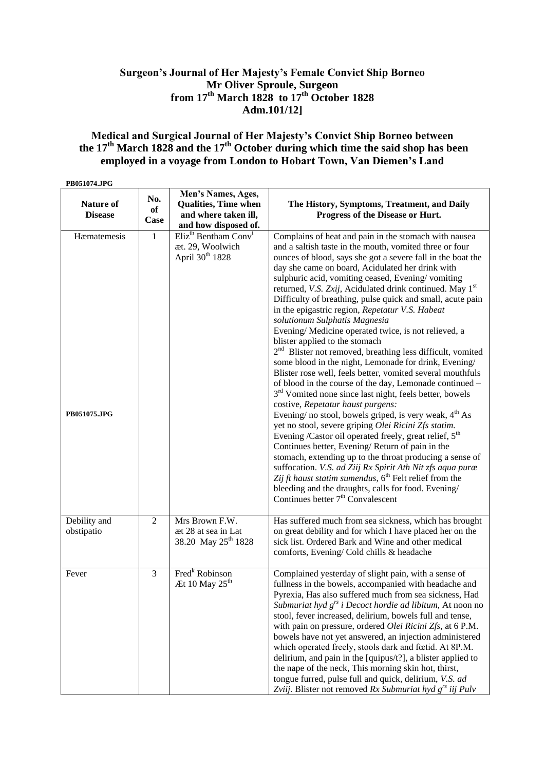# Surgeon's Journal of Her Majesty's Female Convict Ship Borneo
## Mr Oliver Sproule, Surgeon
## from 17th March 1828 to 17th October 1828
## Adm.101/12]

## Medical and Surgical Journal of Her Majesty's Convict Ship Borneo between the 17th March 1828 and the 17th October during which time the said shop has been employed in a voyage from London to Hobart Town, Van Diemen's Land

**PB051074.JPG**

| Nature of Disease | No. of Case | Men's Names, Ages, Qualities, Time when and where taken ill, and how disposed of. | The History, Symptoms, Treatment, and Daily Progress of the Disease or Hurt. |
|---|---|---|---|
| Hæmatemesis<br><br>**PB051075.JPG** | 1 | Elizth Bentham Convt æt. 29, Woolwich April 30th 1828 | Complains of heat and pain in the stomach with nausea and a saltish taste in the mouth, vomited three or four ounces of blood, says she got a severe fall in the boat the day she came on board, Acidulated her drink with sulphuric acid, vomiting ceased, Evening/ vomiting returned, *V.S. Zxij*, Acidulated drink continued. May 1st Difficulty of breathing, pulse quick and small, acute pain in the epigastric region, *Repetatur V.S. Habeat solutionum Sulphatis Magnesia* Evening/ Medicine operated twice, is not relieved, a blister applied to the stomach 2nd Blister not removed, breathing less difficult, vomited some blood in the night, Lemonade for drink, Evening/ Blister rose well, feels better, vomited several mouthfuls of blood in the course of the day, Lemonade continued – 3rd Vomited none since last night, feels better, bowels costive, *Repetatur haust purgens:* Evening/ no stool, bowels griped, is very weak, 4th As yet no stool, severe griping *Olei Ricini Zfs statim.* Evening /Castor oil operated freely, great relief, 5th Continues better, Evening/ Return of pain in the stomach, extending up to the throat producing a sense of suffocation. *V.S. ad Ziij Rx Spirit Ath Nit zfs aqua puræ Zij ft haust statim sumendus*, 6th Felt relief from the bleeding and the draughts, calls for food. Evening/ Continues better 7th Convalescent |
| Debility and obstipatio | 2 | Mrs Brown F.W. æt 28 at sea in Lat 38.20 May 25th 1828 | Has suffered much from sea sickness, which has brought on great debility and for which I have placed her on the sick list. Ordered Bark and Wine and other medical comforts, Evening/ Cold chills & headache |
| Fever | 3 | Fredk Robinson Æt 10 May 25th | Complained yesterday of slight pain, with a sense of fullness in the bowels, accompanied with headache and Pyrexia, Has also suffered much from sea sickness, Had *Submuriat hyd grs i Decoct hordie ad libitum*, At noon no stool, fever increased, delirium, bowels full and tense, with pain on pressure, ordered *Olei Ricini Zfs*, at 6 P.M. bowels have not yet answered, an injection administered which operated freely, stools dark and fœtid. At 8P.M. delirium, and pain in the [quipus/t?], a blister applied to the nape of the neck, This morning skin hot, thirst, tongue furred, pulse full and quick, delirium, *V.S. ad Zviij*. Blister not removed *Rx Submuriat hyd grs iij Pulv* |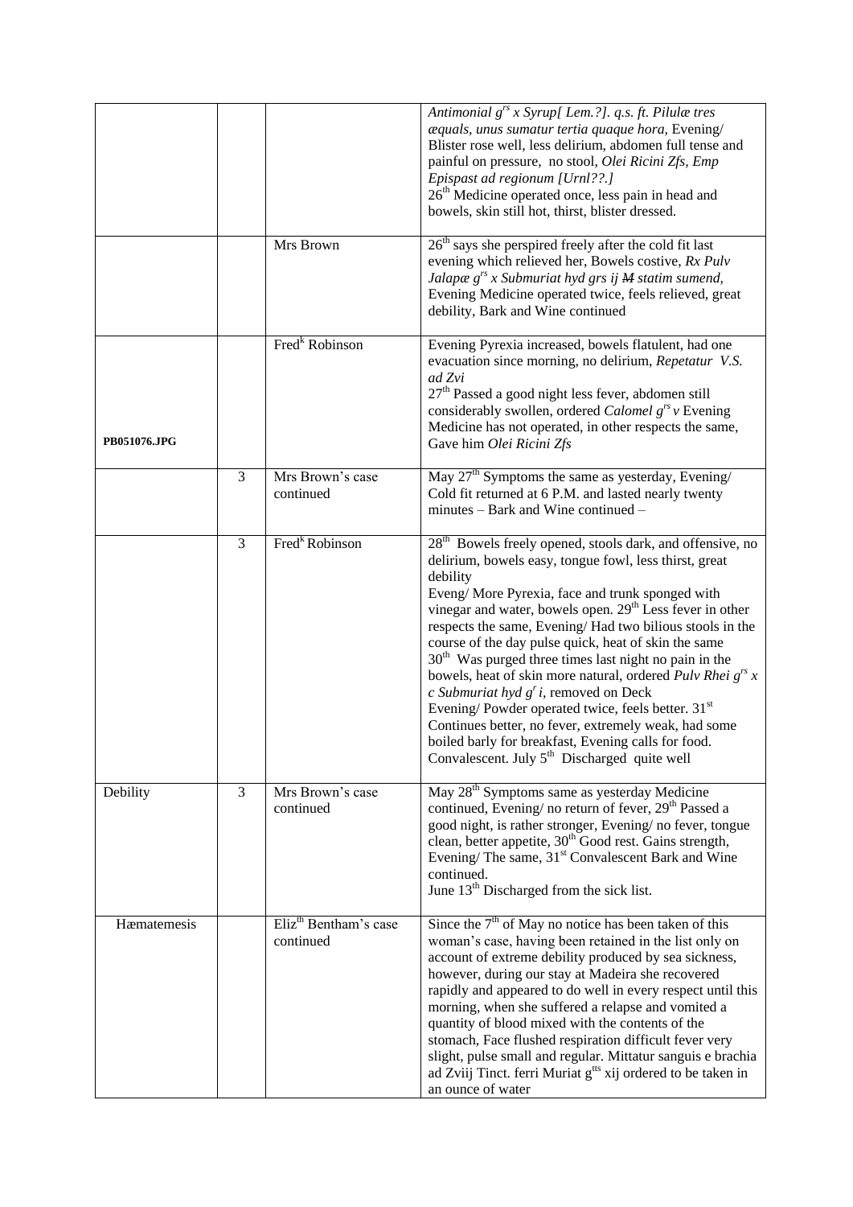| | | | |
|---|---|---|---|
| | | | *Antimonial grs x Syrup[ Lem.?]. q.s. ft. Pilulæ tres æquals, unus sumatur tertia quaque hora,* Evening/ Blister rose well, less delirium, abdomen full tense and painful on pressure, no stool, *Olei Ricini Zfs, Emp Epispast ad regionum [Urnl??.]* 26th Medicine operated once, less pain in head and bowels, skin still hot, thirst, blister dressed. |
| | | Mrs Brown | 26th says she perspired freely after the cold fit last evening which relieved her, Bowels costive, *Rx Pulv Jalapæ grs x Submuriat hyd grs ij ~~M~~ statim sumend,* Evening Medicine operated twice, feels relieved, great debility, Bark and Wine continued |
| PB051076.JPG | | Fredk Robinson | Evening Pyrexia increased, bowels flatulent, had one evacuation since morning, no delirium, *Repetatur V.S. ad Zvi* 27th Passed a good night less fever, abdomen still considerably swollen, ordered *Calomel grs v* Evening Medicine has not operated, in other respects the same, Gave him *Olei Ricini Zfs* |
| | 3 | Mrs Brown's case continued | May 27th Symptoms the same as yesterday, Evening/ Cold fit returned at 6 P.M. and lasted nearly twenty minutes – Bark and Wine continued – |
| | 3 | Fredk Robinson | 28th Bowels freely opened, stools dark, and offensive, no delirium, bowels easy, tongue fowl, less thirst, great debility Eveng/ More Pyrexia, face and trunk sponged with vinegar and water, bowels open. 29th Less fever in other respects the same, Evening/ Had two bilious stools in the course of the day pulse quick, heat of skin the same 30th Was purged three times last night no pain in the bowels, heat of skin more natural, ordered *Pulv Rhei grs x c Submuriat hyd gr i,* removed on Deck Evening/ Powder operated twice, feels better. 31st Continues better, no fever, extremely weak, had some boiled barly for breakfast, Evening calls for food. Convalescent. July 5th Discharged quite well |
| Debility | 3 | Mrs Brown's case continued | May 28th Symptoms same as yesterday Medicine continued, Evening/ no return of fever, 29th Passed a good night, is rather stronger, Evening/ no fever, tongue clean, better appetite, 30th Good rest. Gains strength, Evening/ The same, 31st Convalescent Bark and Wine continued. June 13th Discharged from the sick list. |
| Hæmatemesis | | Elizth Bentham's case continued | Since the 7th of May no notice has been taken of this woman's case, having been retained in the list only on account of extreme debility produced by sea sickness, however, during our stay at Madeira she recovered rapidly and appeared to do well in every respect until this morning, when she suffered a relapse and vomited a quantity of blood mixed with the contents of the stomach, Face flushed respiration difficult fever very slight, pulse small and regular. Mittatur sanguis e brachia ad Zviij Tinct. ferri Muriat gtts xij ordered to be taken in an ounce of water |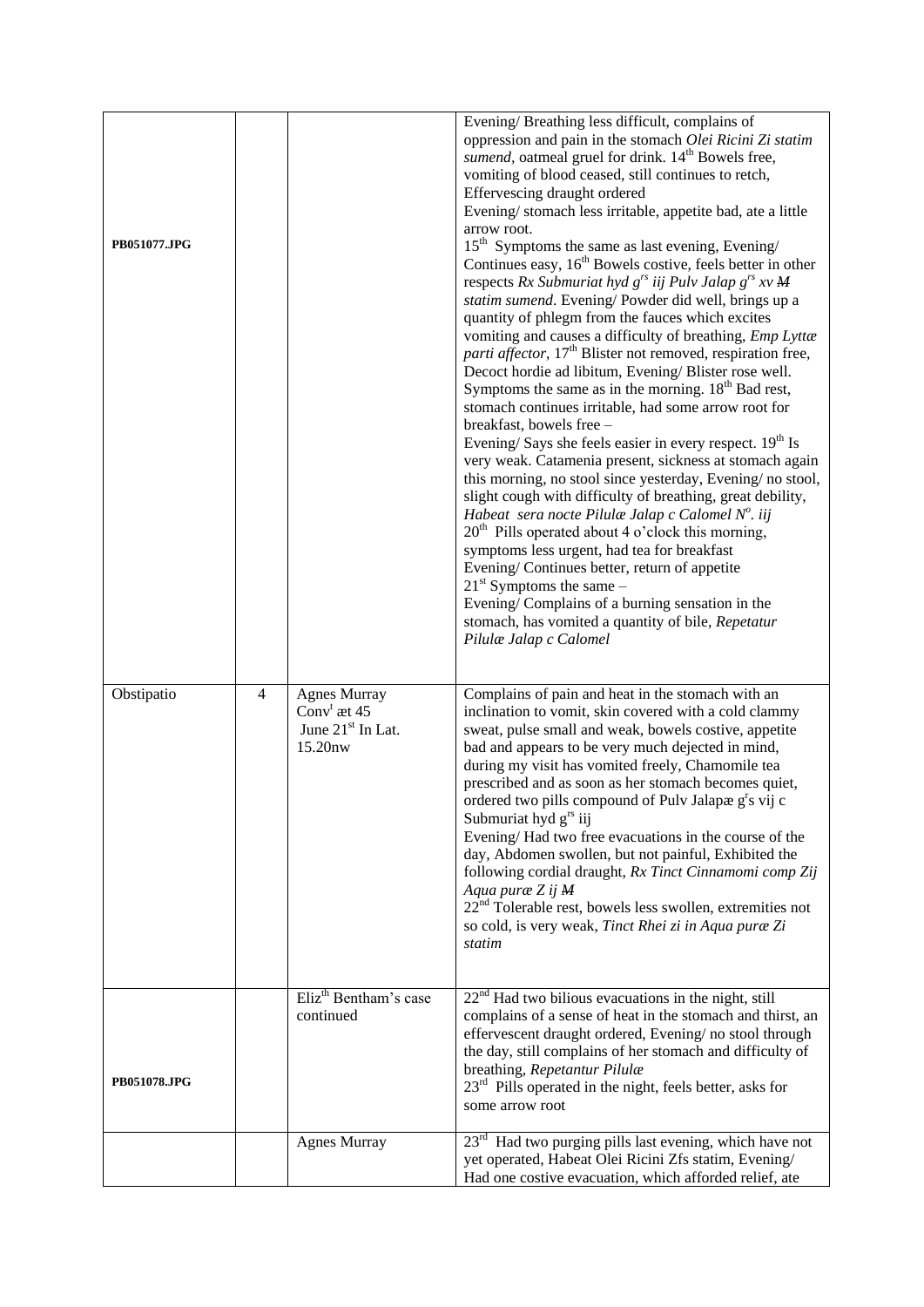| | | | |
|---|---|---|---|
| **PB051077.JPG** | | | Evening/ Breathing less difficult, complains of oppression and pain in the stomach *Olei Ricini Zi statim sumend*, oatmeal gruel for drink. 14th Bowels free, vomiting of blood ceased, still continues to retch, Effervescing draught ordered<br>Evening/ stomach less irritable, appetite bad, ate a little arrow root.<br>15th Symptoms the same as last evening, Evening/ Continues easy, 16th Bowels costive, feels better in other respects *Rx Submuriat hyd grs iij Pulv Jalap grs xv ~~M~~ statim sumend*. Evening/ Powder did well, brings up a quantity of phlegm from the fauces which excites vomiting and causes a difficulty of breathing, *Emp Lyttæ parti affector*, 17th Blister not removed, respiration free, Decoct hordie ad libitum, Evening/ Blister rose well. Symptoms the same as in the morning. 18th Bad rest, stomach continues irritable, had some arrow root for breakfast, bowels free –<br>Evening/ Says she feels easier in every respect. 19th Is very weak. Catamenia present, sickness at stomach again this morning, no stool since yesterday, Evening/ no stool, slight cough with difficulty of breathing, great debility, *Habeat sera nocte Pilulæ Jalap c Calomel No. iij*<br>20th Pills operated about 4 o'clock this morning, symptoms less urgent, had tea for breakfast<br>Evening/ Continues better, return of appetite<br>21st Symptoms the same –<br>Evening/ Complains of a burning sensation in the stomach, has vomited a quantity of bile, *Repetatur Pilulæ Jalap c Calomel* |
| Obstipatio | 4 | Agnes Murray<br>Convt æt 45<br>June 21st In Lat. 15.20nw | Complains of pain and heat in the stomach with an inclination to vomit, skin covered with a cold clammy sweat, pulse small and weak, bowels costive, appetite bad and appears to be very much dejected in mind, during my visit has vomited freely, Chamomile tea prescribed and as soon as her stomach becomes quiet, ordered two pills compound of Pulv Jalapæ grs vij c Submuriat hyd grs iij<br>Evening/ Had two free evacuations in the course of the day, Abdomen swollen, but not painful, Exhibited the following cordial draught, *Rx Tinct Cinnamomi comp Zij Aqua puræ Z ij ~~M~~*<br>22nd Tolerable rest, bowels less swollen, extremities not so cold, is very weak, *Tinct Rhei zi in Aqua puræ Zi statim* |
| **PB051078.JPG** | | Elizth Bentham's case continued | 22nd Had two bilious evacuations in the night, still complains of a sense of heat in the stomach and thirst, an effervescent draught ordered, Evening/ no stool through the day, still complains of her stomach and difficulty of breathing, *Repetantur Pilulæ*<br>23rd Pills operated in the night, feels better, asks for some arrow root |
| | | Agnes Murray | 23rd Had two purging pills last evening, which have not yet operated, Habeat Olei Ricini Zfs statim, Evening/ Had one costive evacuation, which afforded relief, ate |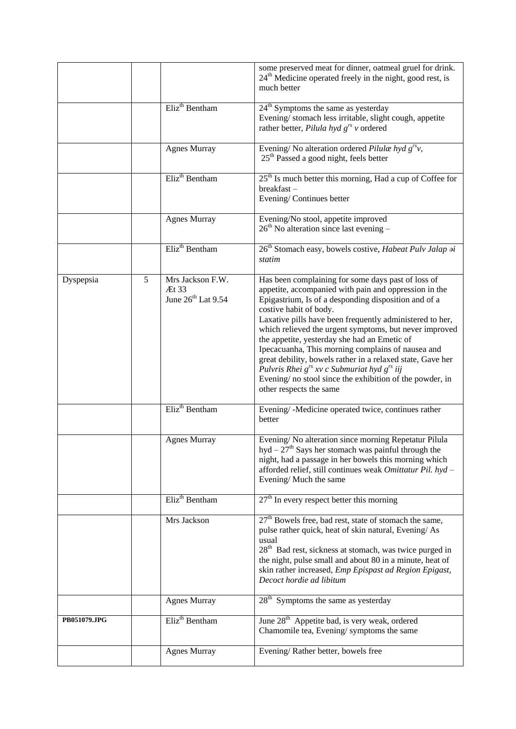| | | | |
|---|---|---|---|
| | | | some preserved meat for dinner, oatmeal gruel for drink. $24^{th}$ Medicine operated freely in the night, good rest, is much better |
| | | Eliz$^{th}$ Bentham | $24^{th}$ Symptoms the same as yesterday<br>Evening/ stomach less irritable, slight cough, appetite rather better, *Pilula hyd g$^{rs}$ v* ordered |
| | | Agnes Murray | Evening/ No alteration ordered *Pilulæ hyd g$^{rs}$v*,<br>$25^{th}$ Passed a good night, feels better |
| | | Eliz$^{th}$ Bentham | $25^{th}$ Is much better this morning, Had a cup of Coffee for breakfast –<br>Evening/ Continues better |
| | | Agnes Murray | Evening/No stool, appetite improved<br>$26^{th}$ No alteration since last evening – |
| | | Eliz$^{th}$ Bentham | $26^{th}$ Stomach easy, bowels costive, *Habeat Pulv Jalap ∍i statim* |
| Dyspepsia | 5 | Mrs Jackson F.W.<br>Æt 33<br>June $26^{th}$ Lat 9.54 | Has been complaining for some days past of loss of appetite, accompanied with pain and oppression in the Epigastrium, Is of a desponding disposition and of a costive habit of body.<br>Laxative pills have been frequently administered to her, which relieved the urgent symptoms, but never improved the appetite, yesterday she had an Emetic of Ipecacuanha, This morning complains of nausea and great debility, bowels rather in a relaxed state, Gave her *Pulvris Rhei g$^{rs}$ xv c Submuriat hyd g$^{rs}$ iij*<br>Evening/ no stool since the exhibition of the powder, in other respects the same |
| | | Eliz$^{th}$ Bentham | Evening/ -Medicine operated twice, continues rather better |
| | | Agnes Murray | Evening/ No alteration since morning Repetatur Pilula hyd – $27^{th}$ Says her stomach was painful through the night, had a passage in her bowels this morning which afforded relief, still continues weak *Omittatur Pil. hyd* –<br>Evening/ Much the same |
| | | Eliz$^{th}$ Bentham | $27^{th}$ In every respect better this morning |
| | | Mrs Jackson | $27^{th}$ Bowels free, bad rest, state of stomach the same, pulse rather quick, heat of skin natural, Evening/ As usual<br>$28^{th}$ Bad rest, sickness at stomach, was twice purged in the night, pulse small and about 80 in a minute, heat of skin rather increased, *Emp Epispast ad Region Epigast, Decoct hordie ad libitum* |
| | | Agnes Murray | $28^{th}$ Symptoms the same as yesterday |
| **PB051079.JPG** | | Eliz$^{th}$ Bentham | June $28^{th}$ Appetite bad, is very weak, ordered Chamomile tea, Evening/ symptoms the same |
| | | Agnes Murray | Evening/ Rather better, bowels free |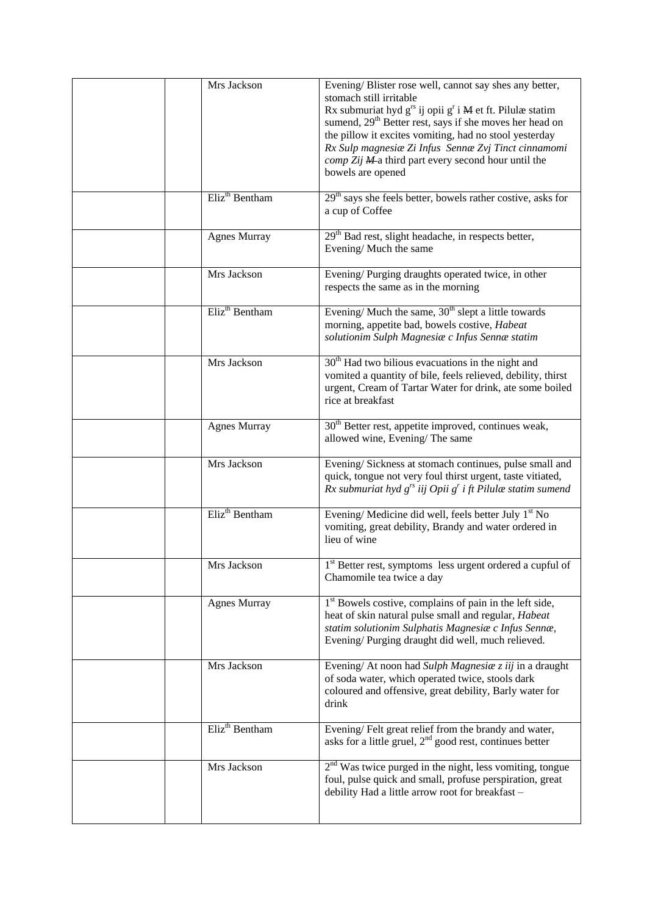| | | | |
|---|---|---|---|
| | | Mrs Jackson | Evening/ Blister rose well, cannot say shes any better, stomach still irritable Rx submuriat hyd grs ij opii gr i ~~M~~ et ft. Pilulæ statim sumend, 29th Better rest, says if she moves her head on the pillow it excites vomiting, had no stool yesterday *Rx Sulp magnesiæ Zi Infus Sennæ Zvj Tinct cinnamomi comp Zij ~~M~~* a third part every second hour until the bowels are opened |
| | | Elizth Bentham | 29th says she feels better, bowels rather costive, asks for a cup of Coffee |
| | | Agnes Murray | 29th Bad rest, slight headache, in respects better, Evening/ Much the same |
| | | Mrs Jackson | Evening/ Purging draughts operated twice, in other respects the same as in the morning |
| | | Elizth Bentham | Evening/ Much the same, 30th slept a little towards morning, appetite bad, bowels costive, *Habeat solutionim Sulph Magnesiæ c Infus Sennæ statim* |
| | | Mrs Jackson | 30th Had two bilious evacuations in the night and vomited a quantity of bile, feels relieved, debility, thirst urgent, Cream of Tartar Water for drink, ate some boiled rice at breakfast |
| | | Agnes Murray | 30th Better rest, appetite improved, continues weak, allowed wine, Evening/ The same |
| | | Mrs Jackson | Evening/ Sickness at stomach continues, pulse small and quick, tongue not very foul thirst urgent, taste vitiated, *Rx submuriat hyd grs iij Opii gr i ft Pilulæ statim sumend* |
| | | Elizth Bentham | Evening/ Medicine did well, feels better July 1st No vomiting, great debility, Brandy and water ordered in lieu of wine |
| | | Mrs Jackson | 1st Better rest, symptoms less urgent ordered a cupful of Chamomile tea twice a day |
| | | Agnes Murray | 1st Bowels costive, complains of pain in the left side, heat of skin natural pulse small and regular, *Habeat statim solutionim Sulphatis Magnesiæ c Infus Sennæ*, Evening/ Purging draught did well, much relieved. |
| | | Mrs Jackson | Evening/ At noon had *Sulph Magnesiæ z iij* in a draught of soda water, which operated twice, stools dark coloured and offensive, great debility, Barly water for drink |
| | | Elizth Bentham | Evening/ Felt great relief from the brandy and water, asks for a little gruel, 2nd good rest, continues better |
| | | Mrs Jackson | 2nd Was twice purged in the night, less vomiting, tongue foul, pulse quick and small, profuse perspiration, great debility Had a little arrow root for breakfast – |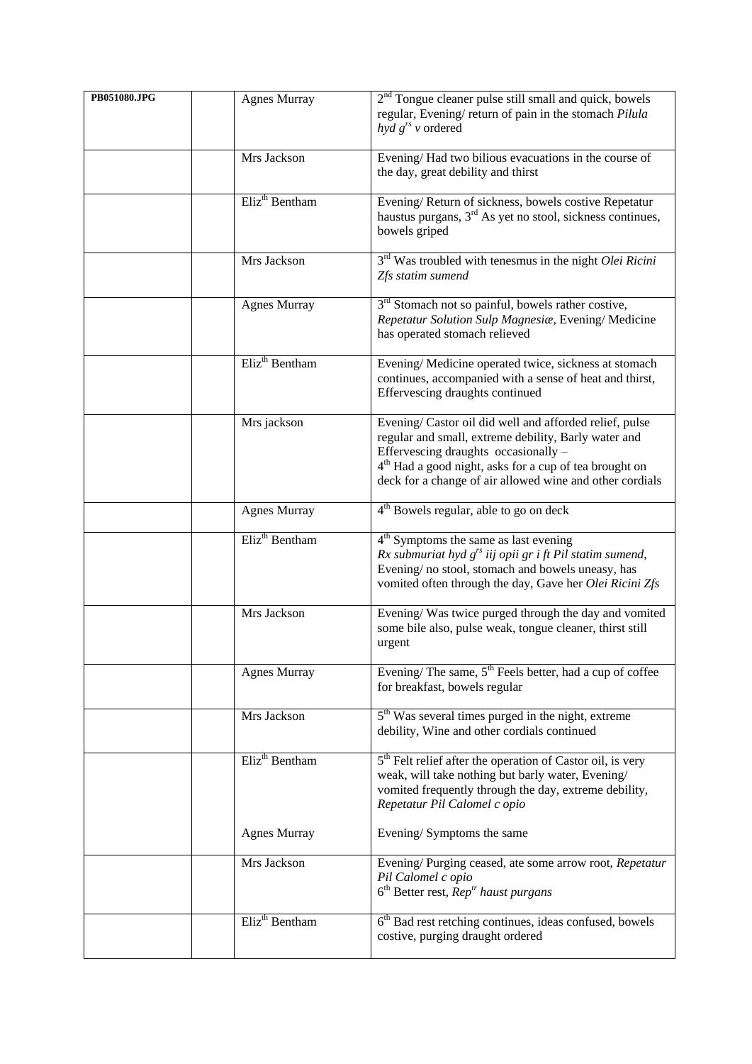| PB051080.JPG | | Agnes Murray | $2^{nd}$ Tongue cleaner pulse still small and quick, bowels regular, Evening/ return of pain in the stomach *Pilula hyd $g^{rs}$ v* ordered |
|---|---|---|---|
| | | Mrs Jackson | Evening/ Had two bilious evacuations in the course of the day, great debility and thirst |
| | | Eliz$^{th}$ Bentham | Evening/ Return of sickness, bowels costive Repetatur haustus purgans, $3^{rd}$ As yet no stool, sickness continues, bowels griped |
| | | Mrs Jackson | $3^{rd}$ Was troubled with tenesmus in the night *Olei Ricini Zfs statim sumend* |
| | | Agnes Murray | $3^{rd}$ Stomach not so painful, bowels rather costive, *Repetatur Solution Sulp Magnesiæ*, Evening/ Medicine has operated stomach relieved |
| | | Eliz$^{th}$ Bentham | Evening/ Medicine operated twice, sickness at stomach continues, accompanied with a sense of heat and thirst, Effervescing draughts continued |
| | | Mrs jackson | Evening/ Castor oil did well and afforded relief, pulse regular and small, extreme debility, Barly water and Effervescing draughts occasionally – $4^{th}$ Had a good night, asks for a cup of tea brought on deck for a change of air allowed wine and other cordials |
| | | Agnes Murray | $4^{th}$ Bowels regular, able to go on deck |
| | | Eliz$^{th}$ Bentham | $4^{th}$ Symptoms the same as last evening *Rx submuriat hyd $g^{rs}$ iij opii gr i ft Pil statim sumend*, Evening/ no stool, stomach and bowels uneasy, has vomited often through the day, Gave her *Olei Ricini Zfs* |
| | | Mrs Jackson | Evening/ Was twice purged through the day and vomited some bile also, pulse weak, tongue cleaner, thirst still urgent |
| | | Agnes Murray | Evening/ The same, $5^{th}$ Feels better, had a cup of coffee for breakfast, bowels regular |
| | | Mrs Jackson | $5^{th}$ Was several times purged in the night, extreme debility, Wine and other cordials continued |
| | | Eliz$^{th}$ Bentham<br><br>Agnes Murray | $5^{th}$ Felt relief after the operation of Castor oil, is very weak, will take nothing but barly water, Evening/ vomited frequently through the day, extreme debility, *Repetatur Pil Calomel c opio*<br><br>Evening/ Symptoms the same |
| | | Mrs Jackson | Evening/ Purging ceased, ate some arrow root, *Repetatur Pil Calomel c opio* $6^{th}$ Better rest, *Rep$^{tr}$ haust purgans* |
| | | Eliz$^{th}$ Bentham | $6^{th}$ Bad rest retching continues, ideas confused, bowels costive, purging draught ordered |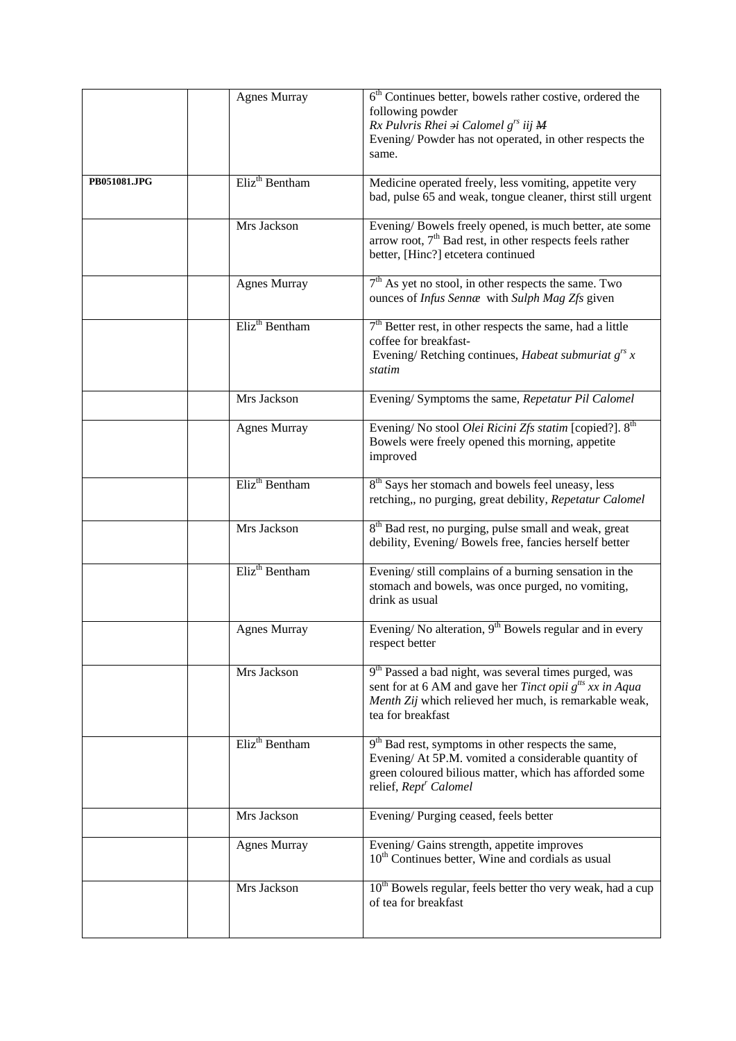| | | | |
|---|---|---|---|
| | | Agnes Murray | 6th Continues better, bowels rather costive, ordered the following powder *Rx Pulvris Rhei ℈i Calomel grs iij ~~M~~* Evening/ Powder has not operated, in other respects the same. |
| PB051081.JPG | | Elizth Bentham | Medicine operated freely, less vomiting, appetite very bad, pulse 65 and weak, tongue cleaner, thirst still urgent |
| | | Mrs Jackson | Evening/ Bowels freely opened, is much better, ate some arrow root, 7th Bad rest, in other respects feels rather better, [Hinc?] etcetera continued |
| | | Agnes Murray | 7th As yet no stool, in other respects the same. Two ounces of *Infus Sennæ* with *Sulph Mag Ƶfs* given |
| | | Elizth Bentham | 7th Better rest, in other respects the same, had a little coffee for breakfast- Evening/ Retching continues, *Habeat submuriat grs x statim* |
| | | Mrs Jackson | Evening/ Symptoms the same, *Repetatur Pil Calomel* |
| | | Agnes Murray | Evening/ No stool *Olei Ricini Ƶfs statim* [copied?]. 8th Bowels were freely opened this morning, appetite improved |
| | | Elizth Bentham | 8th Says her stomach and bowels feel uneasy, less retching,, no purging, great debility, *Repetatur Calomel* |
| | | Mrs Jackson | 8th Bad rest, no purging, pulse small and weak, great debility, Evening/ Bowels free, fancies herself better |
| | | Elizth Bentham | Evening/ still complains of a burning sensation in the stomach and bowels, was once purged, no vomiting, drink as usual |
| | | Agnes Murray | Evening/ No alteration, 9th Bowels regular and in every respect better |
| | | Mrs Jackson | 9th Passed a bad night, was several times purged, was sent for at 6 AM and gave her *Tinct opii gtts xx in Aqua Menth Ƶij* which relieved her much, is remarkable weak, tea for breakfast |
| | | Elizth Bentham | 9th Bad rest, symptoms in other respects the same, Evening/ At 5P.M. vomited a considerable quantity of green coloured bilious matter, which has afforded some relief, *Reptr Calomel* |
| | | Mrs Jackson | Evening/ Purging ceased, feels better |
| | | Agnes Murray | Evening/ Gains strength, appetite improves 10th Continues better, Wine and cordials as usual |
| | | Mrs Jackson | 10th Bowels regular, feels better tho very weak, had a cup of tea for breakfast |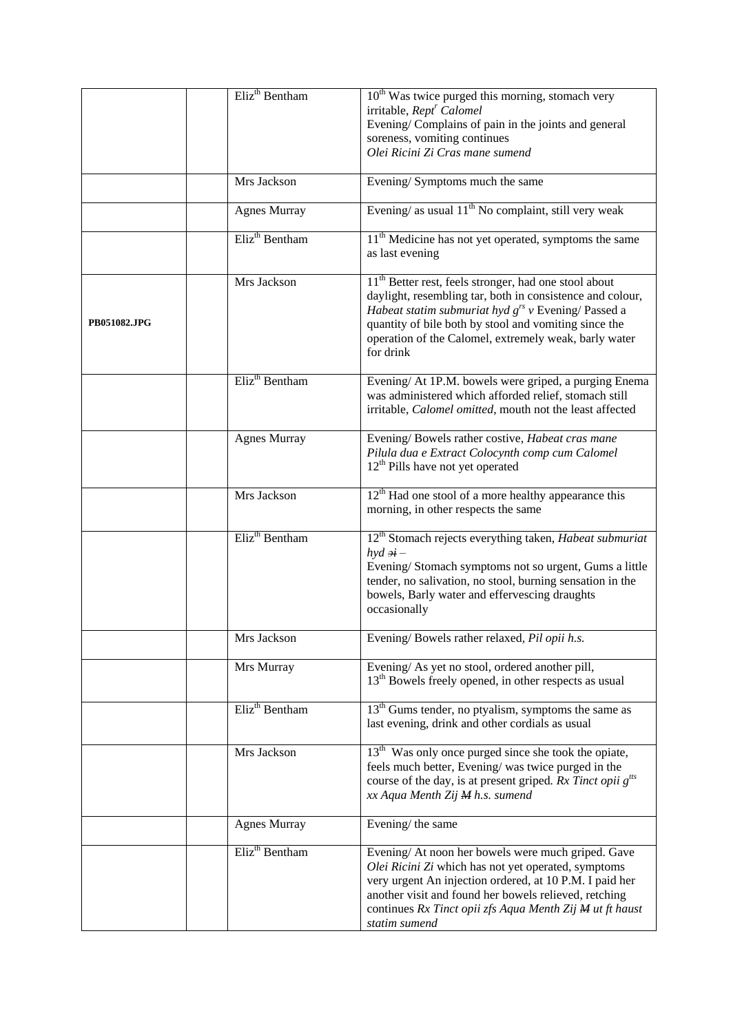| | | | |
|---|---|---|---|
| | | Eliz[th] Bentham | 10[th] Was twice purged this morning, stomach very irritable, *Rept[r] Calomel* Evening/ Complains of pain in the joints and general soreness, vomiting continues *Olei Ricini Zi Cras mane sumend* |
| | | Mrs Jackson | Evening/ Symptoms much the same |
| | | Agnes Murray | Evening/ as usual 11[th] No complaint, still very weak |
| | | Eliz[th] Bentham | 11[th] Medicine has not yet operated, symptoms the same as last evening |
| PB051082.JPG | | Mrs Jackson | 11[th] Better rest, feels stronger, had one stool about daylight, resembling tar, both in consistence and colour, *Habeat statim submuriat hyd g[rs] v* Evening/ Passed a quantity of bile both by stool and vomiting since the operation of the Calomel, extremely weak, barly water for drink |
| | | Eliz[th] Bentham | Evening/ At 1P.M. bowels were griped, a purging Enema was administered which afforded relief, stomach still irritable, *Calomel omitted*, mouth not the least affected |
| | | Agnes Murray | Evening/ Bowels rather costive, *Habeat cras mane Pilula dua e Extract Colocynth comp cum Calomel* 12[th] Pills have not yet operated |
| | | Mrs Jackson | 12[th] Had one stool of a more healthy appearance this morning, in other respects the same |
| | | Eliz[th] Bentham | 12[th] Stomach rejects everything taken, *Habeat submuriat hyd ~~ↄi~~* – Evening/ Stomach symptoms not so urgent, Gums a little tender, no salivation, no stool, burning sensation in the bowels, Barly water and effervescing draughts occasionally |
| | | Mrs Jackson | Evening/ Bowels rather relaxed, *Pil opii h.s.* |
| | | Mrs Murray | Evening/ As yet no stool, ordered another pill, 13[th] Bowels freely opened, in other respects as usual |
| | | Eliz[th] Bentham | 13[th] Gums tender, no ptyalism, symptoms the same as last evening, drink and other cordials as usual |
| | | Mrs Jackson | 13[th] Was only once purged since she took the opiate, feels much better, Evening/ was twice purged in the course of the day, is at present griped. *Rx Tinct opii g[tts] xx Aqua Menth Zij ~~M~~ h.s. sumend* |
| | | Agnes Murray | Evening/ the same |
| | | Eliz[th] Bentham | Evening/ At noon her bowels were much griped. Gave *Olei Ricini Zi* which has not yet operated, symptoms very urgent An injection ordered, at 10 P.M. I paid her another visit and found her bowels relieved, retching continues *Rx Tinct opii zfs Aqua Menth Zij ~~M~~ ut ft haust statim sumend* |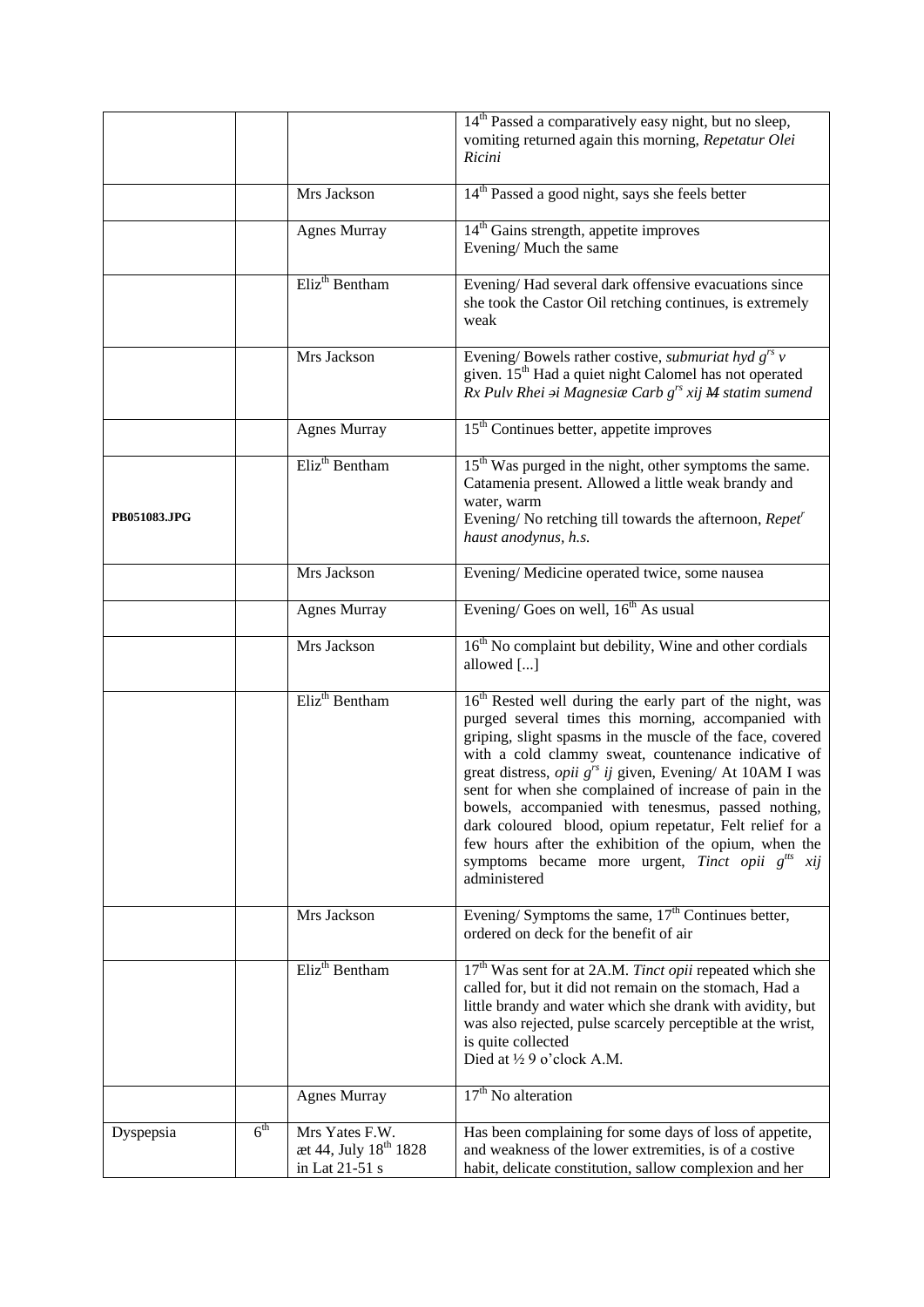| | | | |
|---|---|---|---|
| | | | 14th Passed a comparatively easy night, but no sleep, vomiting returned again this morning, *Repetatur Olei Ricini* |
| | | Mrs Jackson | 14th Passed a good night, says she feels better |
| | | Agnes Murray | 14th Gains strength, appetite improves<br>Evening/ Much the same |
| | | Elizth Bentham | Evening/ Had several dark offensive evacuations since she took the Castor Oil retching continues, is extremely weak |
| | | Mrs Jackson | Evening/ Bowels rather costive, *submuriat hyd grs v* given. 15th Had a quiet night Calomel has not operated *Rx Pulv Rhei ɜi Magnesiæ Carb grs xij M statim sumend* |
| | | Agnes Murray | 15th Continues better, appetite improves |
| **PB051083.JPG** | | Elizth Bentham | 15th Was purged in the night, other symptoms the same. Catamenia present. Allowed a little weak brandy and water, warm<br>Evening/ No retching till towards the afternoon, *Repetr haust anodynus, h.s.* |
| | | Mrs Jackson | Evening/ Medicine operated twice, some nausea |
| | | Agnes Murray | Evening/ Goes on well, 16th As usual |
| | | Mrs Jackson | 16th No complaint but debility, Wine and other cordials allowed [...] |
| | | Elizth Bentham | 16th Rested well during the early part of the night, was purged several times this morning, accompanied with griping, slight spasms in the muscle of the face, covered with a cold clammy sweat, countenance indicative of great distress, *opii grs ij* given, Evening/ At 10AM I was sent for when she complained of increase of pain in the bowels, accompanied with tenesmus, passed nothing, dark coloured blood, opium repetatur, Felt relief for a few hours after the exhibition of the opium, when the symptoms became more urgent, *Tinct opii gtts xij* administered |
| | | Mrs Jackson | Evening/ Symptoms the same, 17th Continues better, ordered on deck for the benefit of air |
| | | Elizth Bentham | 17th Was sent for at 2A.M. *Tinct opii* repeated which she called for, but it did not remain on the stomach, Had a little brandy and water which she drank with avidity, but was also rejected, pulse scarcely perceptible at the wrist, is quite collected<br>Died at ½ 9 o'clock A.M. |
| | | Agnes Murray | 17th No alteration |
| Dyspepsia | 6th | Mrs Yates F.W.<br>æt 44, July 18th 1828<br>in Lat 21-51 s | Has been complaining for some days of loss of appetite, and weakness of the lower extremities, is of a costive habit, delicate constitution, sallow complexion and her |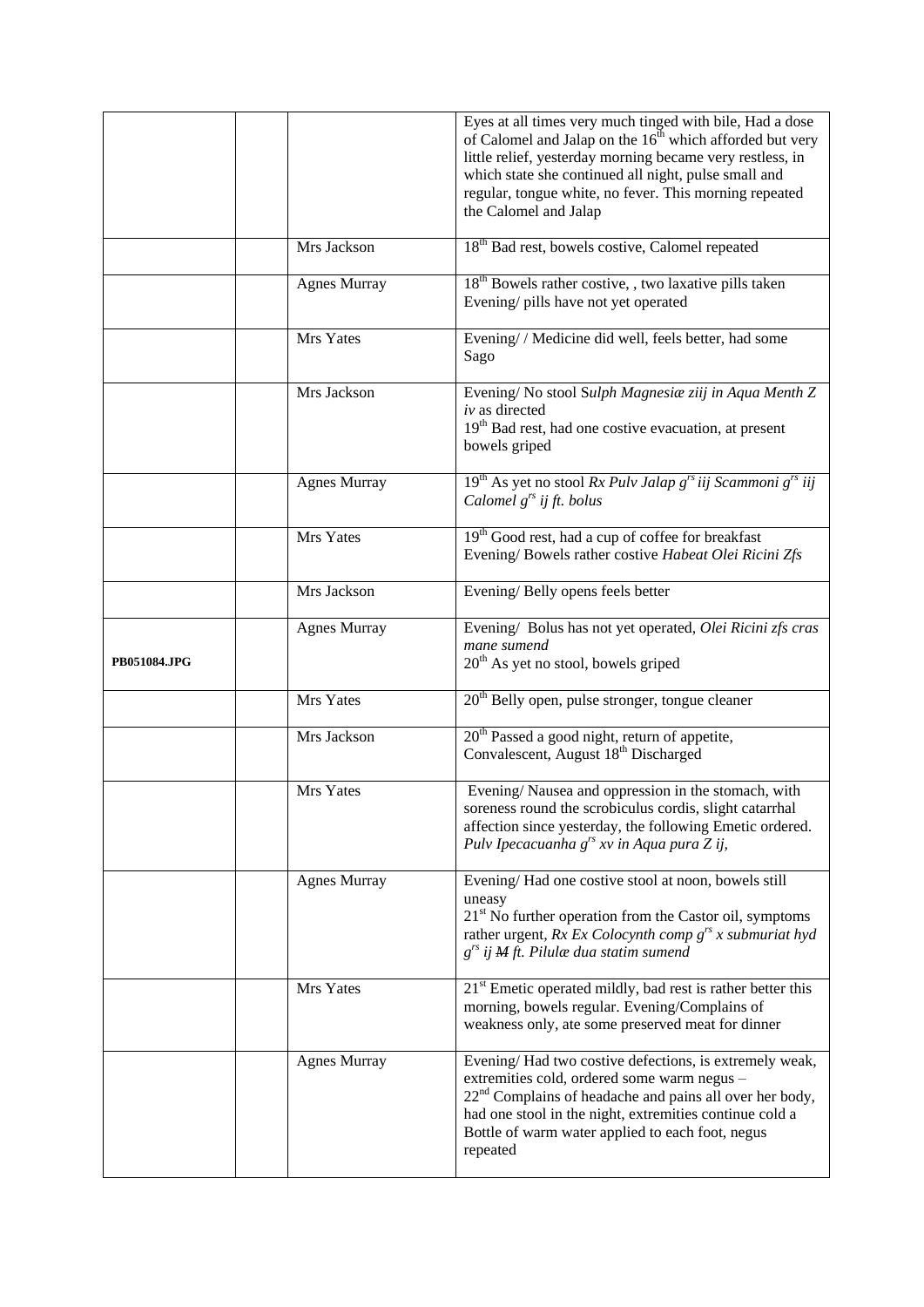| | | | |
|---|---|---|---|
| | | | Eyes at all times very much tinged with bile, Had a dose of Calomel and Jalap on the 16th which afforded but very little relief, yesterday morning became very restless, in which state she continued all night, pulse small and regular, tongue white, no fever. This morning repeated the Calomel and Jalap |
| | | Mrs Jackson | 18th Bad rest, bowels costive, Calomel repeated |
| | | Agnes Murray | 18th Bowels rather costive, , two laxative pills taken Evening/ pills have not yet operated |
| | | Mrs Yates | Evening/ / Medicine did well, feels better, had some Sago |
| | | Mrs Jackson | Evening/ No stool S*ulph Magnesiæ ziij in Aqua Menth Z iv* as directed<br>19th Bad rest, had one costive evacuation, at present bowels griped |
| | | Agnes Murray | 19th As yet no stool *Rx Pulv Jalap grs iij Scammoni grs iij Calomel grs ij ft. bolus* |
| | | Mrs Yates | 19th Good rest, had a cup of coffee for breakfast Evening/ Bowels rather costive *Habeat Olei Ricini Zfs* |
| | | Mrs Jackson | Evening/ Belly opens feels better |
| **PB051084.JPG** | | Agnes Murray | Evening/ Bolus has not yet operated, *Olei Ricini zfs cras mane sumend*<br>20th As yet no stool, bowels griped |
| | | Mrs Yates | 20th Belly open, pulse stronger, tongue cleaner |
| | | Mrs Jackson | 20th Passed a good night, return of appetite, Convalescent, August 18th Discharged |
| | | Mrs Yates | Evening/ Nausea and oppression in the stomach, with soreness round the scrobiculus cordis, slight catarrhal affection since yesterday, the following Emetic ordered. *Pulv Ipecacuanha grs xv in Aqua pura Z ij,* |
| | | Agnes Murray | Evening/ Had one costive stool at noon, bowels still uneasy<br>21st No further operation from the Castor oil, symptoms rather urgent, *Rx Ex Colocynth comp grs x submuriat hyd grs ij ~~M~~ ft. Pilulæ dua statim sumend* |
| | | Mrs Yates | 21st Emetic operated mildly, bad rest is rather better this morning, bowels regular. Evening/Complains of weakness only, ate some preserved meat for dinner |
| | | Agnes Murray | Evening/ Had two costive defections, is extremely weak, extremities cold, ordered some warm negus –<br>22nd Complains of headache and pains all over her body, had one stool in the night, extremities continue cold a Bottle of warm water applied to each foot, negus repeated |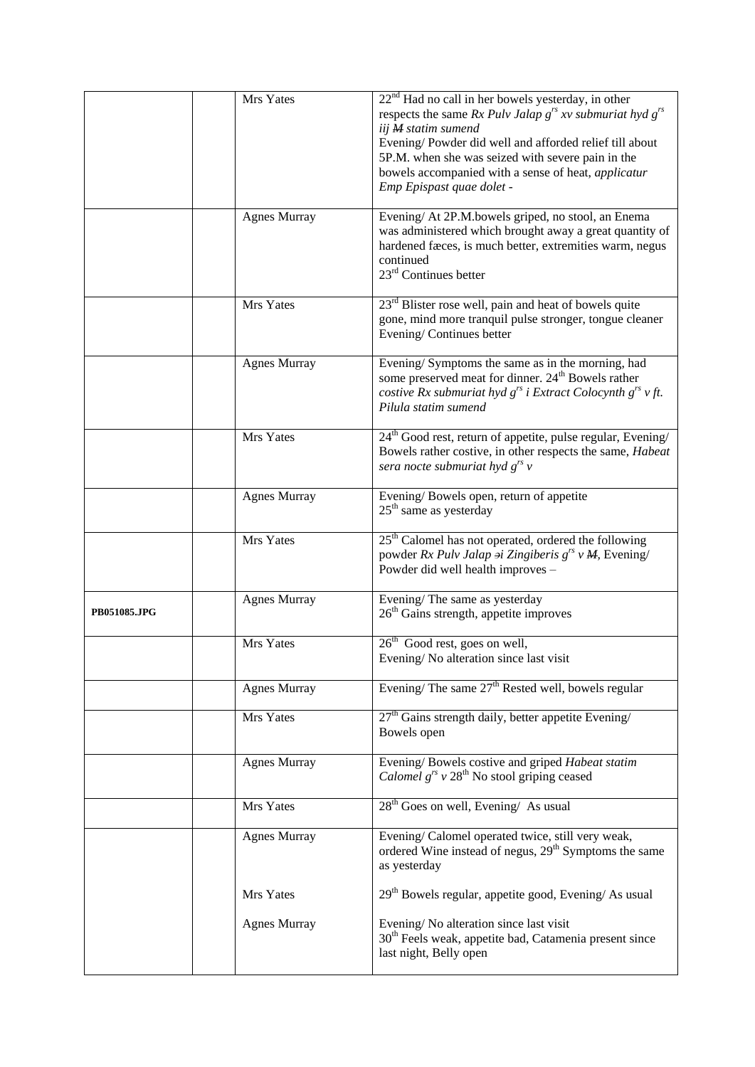| | | | |
|---|---|---|---|
| | | Mrs Yates | 22nd Had no call in her bowels yesterday, in other respects the same *Rx Pulv Jalap grs xv submuriat hyd grs iij ~~M~~ statim sumend* Evening/ Powder did well and afforded relief till about 5P.M. when she was seized with severe pain in the bowels accompanied with a sense of heat, *applicatur Emp Epispast quae dolet* - |
| | | Agnes Murray | Evening/ At 2P.M.bowels griped, no stool, an Enema was administered which brought away a great quantity of hardened fæces, is much better, extremities warm, negus continued 23rd Continues better |
| | | Mrs Yates | 23rd Blister rose well, pain and heat of bowels quite gone, mind more tranquil pulse stronger, tongue cleaner Evening/ Continues better |
| | | Agnes Murray | Evening/ Symptoms the same as in the morning, had some preserved meat for dinner. 24th Bowels rather costive *Rx submuriat hyd grs i Extract Colocynth grs v ft. Pilula statim sumend* |
| | | Mrs Yates | 24th Good rest, return of appetite, pulse regular, Evening/ Bowels rather costive, in other respects the same, *Habeat sera nocte submuriat hyd grs v* |
| | | Agnes Murray | Evening/ Bowels open, return of appetite 25th same as yesterday |
| | | Mrs Yates | 25th Calomel has not operated, ordered the following powder *Rx Pulv Jalap ℈i Zingiberis grs v ~~M~~*, Evening/ Powder did well health improves – |
| PB051085.JPG | | Agnes Murray | Evening/ The same as yesterday 26th Gains strength, appetite improves |
| | | Mrs Yates | 26th Good rest, goes on well, Evening/ No alteration since last visit |
| | | Agnes Murray | Evening/ The same 27th Rested well, bowels regular |
| | | Mrs Yates | 27th Gains strength daily, better appetite Evening/ Bowels open |
| | | Agnes Murray | Evening/ Bowels costive and griped *Habeat statim Calomel grs v* 28th No stool griping ceased |
| | | Mrs Yates | 28th Goes on well, Evening/ As usual |
| | | Agnes Murray<br><br>Mrs Yates<br><br>Agnes Murray | Evening/ Calomel operated twice, still very weak, ordered Wine instead of negus, 29th Symptoms the same as yesterday<br><br>29th Bowels regular, appetite good, Evening/ As usual<br><br>Evening/ No alteration since last visit 30th Feels weak, appetite bad, Catamenia present since last night, Belly open |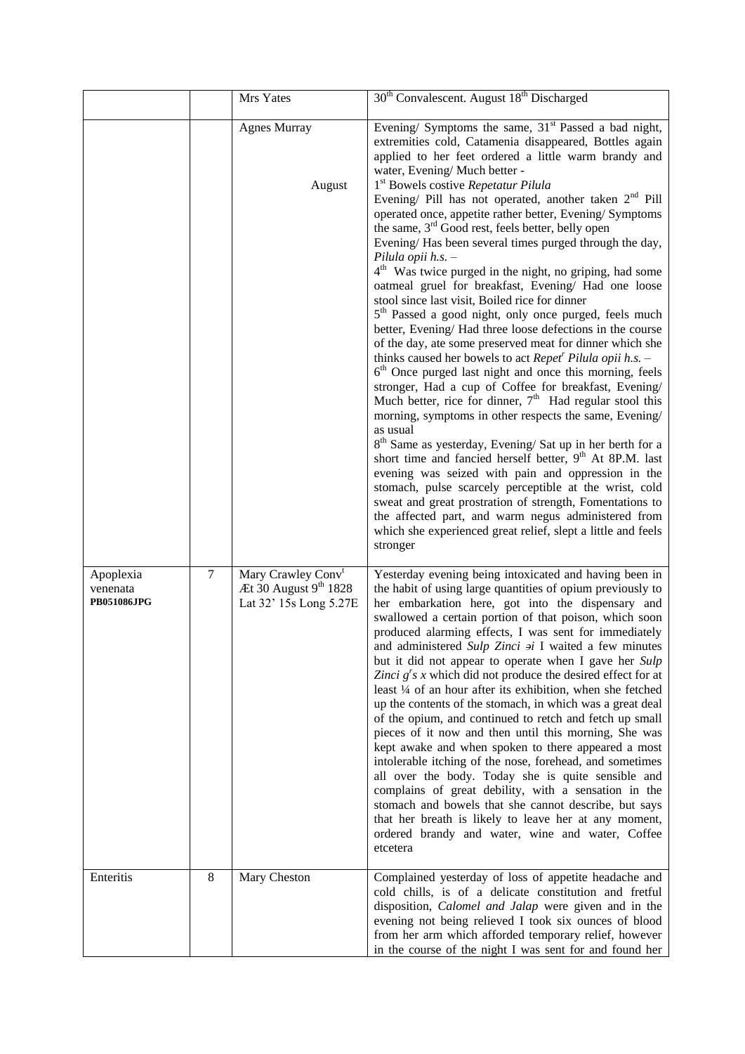|  |  | Mrs Yates | 30th Convalescent. August 18th Discharged |
|---|---|---|---|
|  |  | Agnes Murray<br><br>August | Evening/ Symptoms the same, 31st Passed a bad night, extremities cold, Catamenia disappeared, Bottles again applied to her feet ordered a little warm brandy and water, Evening/ Much better -<br>1st Bowels costive *Repetatur Pilula*<br>Evening/ Pill has not operated, another taken 2nd Pill operated once, appetite rather better, Evening/ Symptoms the same, 3rd Good rest, feels better, belly open<br>Evening/ Has been several times purged through the day, *Pilula opii h.s.* –<br>4th Was twice purged in the night, no griping, had some oatmeal gruel for breakfast, Evening/ Had one loose stool since last visit, Boiled rice for dinner<br>5th Passed a good night, only once purged, feels much better, Evening/ Had three loose defections in the course of the day, ate some preserved meat for dinner which she thinks caused her bowels to act *Repet^r Pilula opii h.s.* –<br>6th Once purged last night and once this morning, feels stronger, Had a cup of Coffee for breakfast, Evening/ Much better, rice for dinner, 7th Had regular stool this morning, symptoms in other respects the same, Evening/ as usual<br>8th Same as yesterday, Evening/ Sat up in her berth for a short time and fancied herself better, 9th At 8P.M. last evening was seized with pain and oppression in the stomach, pulse scarcely perceptible at the wrist, cold sweat and great prostration of strength, Fomentations to the affected part, and warm negus administered from which she experienced great relief, slept a little and feels stronger |
| Apoplexia venenata **PB051086JPG** | 7 | Mary Crawley Conv^t<br>Æt 30 August 9th 1828<br>Lat 32' 15s Long 5.27E | Yesterday evening being intoxicated and having been in the habit of using large quantities of opium previously to her embarkation here, got into the dispensary and swallowed a certain portion of that poison, which soon produced alarming effects, I was sent for immediately and administered *Sulp Zinci ℈i* I waited a few minutes but it did not appear to operate when I gave her *Sulp Zinci g^r s x* which did not produce the desired effect for at least ¼ of an hour after its exhibition, when she fetched up the contents of the stomach, in which was a great deal of the opium, and continued to retch and fetch up small pieces of it now and then until this morning, She was kept awake and when spoken to there appeared a most intolerable itching of the nose, forehead, and sometimes all over the body. Today she is quite sensible and complains of great debility, with a sensation in the stomach and bowels that she cannot describe, but says that her breath is likely to leave her at any moment, ordered brandy and water, wine and water, Coffee etcetera |
| Enteritis | 8 | Mary Cheston | Complained yesterday of loss of appetite headache and cold chills, is of a delicate constitution and fretful disposition, *Calomel and Jalap* were given and in the evening not being relieved I took six ounces of blood from her arm which afforded temporary relief, however in the course of the night I was sent for and found her |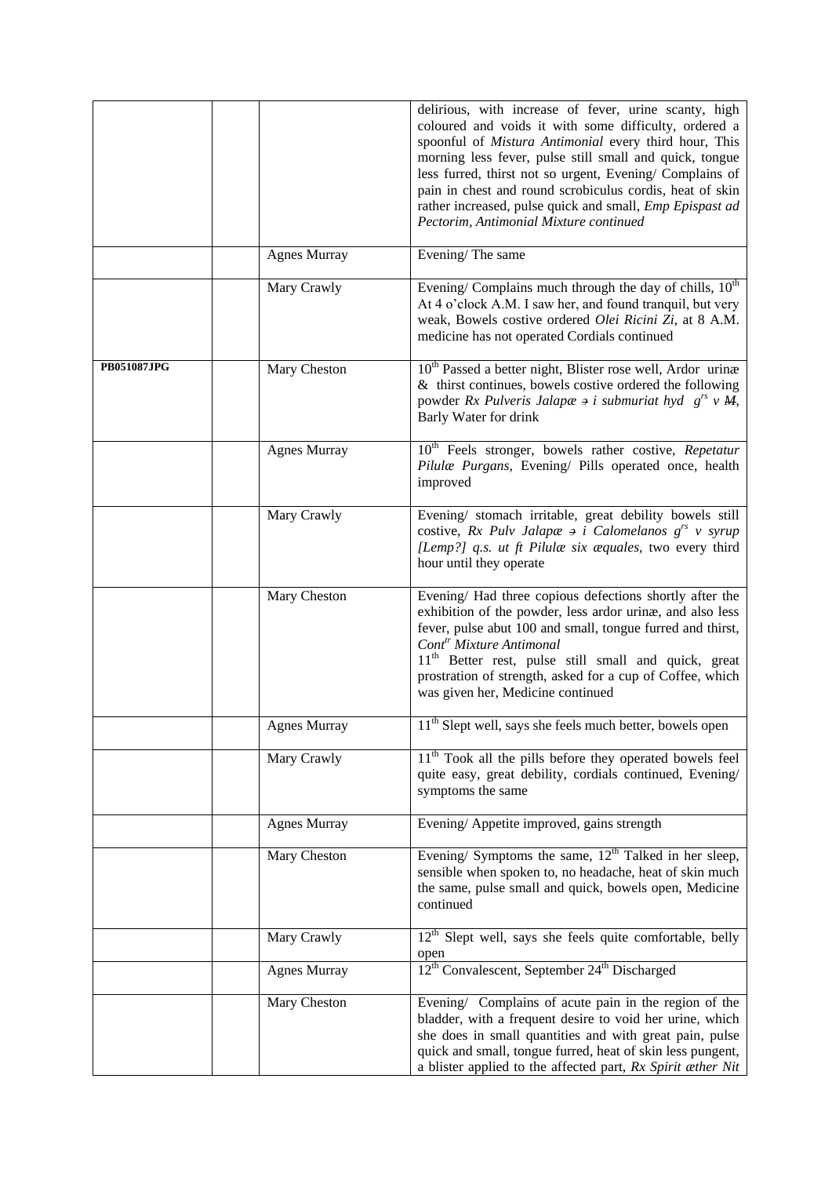|  |  |  |  |
|---|---|---|---|
|  |  |  | delirious, with increase of fever, urine scanty, high coloured and voids it with some difficulty, ordered a spoonful of *Mistura Antimonial* every third hour, This morning less fever, pulse still small and quick, tongue less furred, thirst not so urgent, Evening/ Complains of pain in chest and round scrobiculus cordis, heat of skin rather increased, pulse quick and small, *Emp Epispast ad Pectorim, Antimonial Mixture continued* |
|  |  | Agnes Murray | Evening/ The same |
|  |  | Mary Crawly | Evening/ Complains much through the day of chills, 10th At 4 o'clock A.M. I saw her, and found tranquil, but very weak, Bowels costive ordered *Olei Ricini Zi*, at 8 A.M. medicine has not operated Cordials continued |
| **PB051087JPG** |  | Mary Cheston | 10th Passed a better night, Blister rose well, Ardor urinæ & thirst continues, bowels costive ordered the following powder *Rx Pulveris Jalapæ ℈ i submuriat hyd grs v ~~M~~,* Barly Water for drink |
|  |  | Agnes Murray | 10th Feels stronger, bowels rather costive, *Repetatur Pilulæ Purgans*, Evening/ Pills operated once, health improved |
|  |  | Mary Crawly | Evening/ stomach irritable, great debility bowels still costive, *Rx Pulv Jalapæ ℈ i Calomelanos grs v syrup [Lemp?] q.s. ut ft Pilulæ six æquales*, two every third hour until they operate |
|  |  | Mary Cheston | Evening/ Had three copious defections shortly after the exhibition of the powder, less ardor urinæ, and also less fever, pulse abut 100 and small, tongue furred and thirst, *Conttr Mixture Antimonal*<br>11th Better rest, pulse still small and quick, great prostration of strength, asked for a cup of Coffee, which was given her, Medicine continued |
|  |  | Agnes Murray | 11th Slept well, says she feels much better, bowels open |
|  |  | Mary Crawly | 11th Took all the pills before they operated bowels feel quite easy, great debility, cordials continued, Evening/ symptoms the same |
|  |  | Agnes Murray | Evening/ Appetite improved, gains strength |
|  |  | Mary Cheston | Evening/ Symptoms the same, 12th Talked in her sleep, sensible when spoken to, no headache, heat of skin much the same, pulse small and quick, bowels open, Medicine continued |
|  |  | Mary Crawly | 12th Slept well, says she feels quite comfortable, belly open |
|  |  | Agnes Murray | 12th Convalescent, September 24th Discharged |
|  |  | Mary Cheston | Evening/ Complains of acute pain in the region of the bladder, with a frequent desire to void her urine, which she does in small quantities and with great pain, pulse quick and small, tongue furred, heat of skin less pungent, a blister applied to the affected part, *Rx Spirit æther Nit* |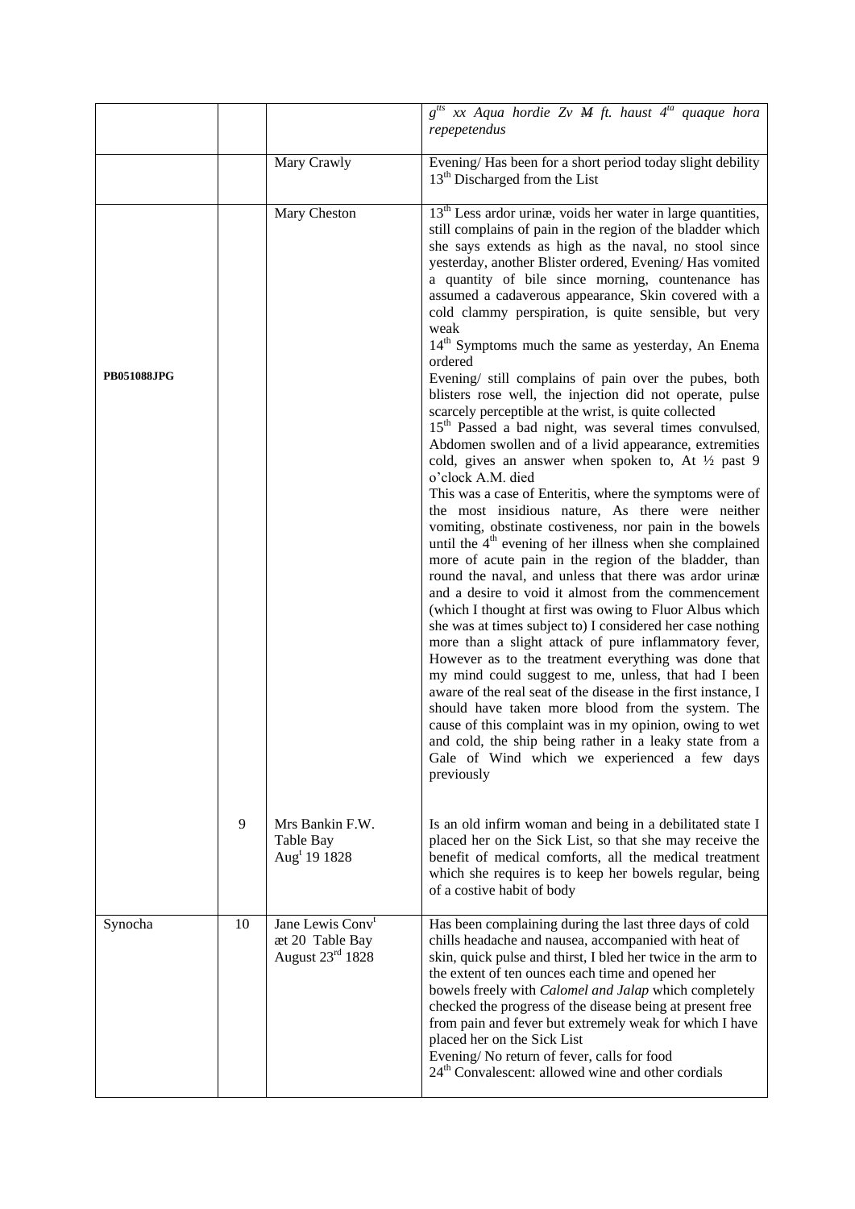| | | | |
|---|---|---|---|
| | | | $g^{tts}$ xx *Aqua hordie Zv ~~M~~ ft. haust $4^{ta}$ quaque hora repepetendus* |
| | | Mary Crawly | Evening/ Has been for a short period today slight debility<br>13th Discharged from the List |
| PB051088JPG | | Mary Cheston | 13th Less ardor urinæ, voids her water in large quantities, still complains of pain in the region of the bladder which she says extends as high as the naval, no stool since yesterday, another Blister ordered, Evening/ Has vomited a quantity of bile since morning, countenance has assumed a cadaverous appearance, Skin covered with a cold clammy perspiration, is quite sensible, but very weak<br>14th Symptoms much the same as yesterday, An Enema ordered<br>Evening/ still complains of pain over the pubes, both blisters rose well, the injection did not operate, pulse scarcely perceptible at the wrist, is quite collected<br>15th Passed a bad night, was several times convulsed, Abdomen swollen and of a livid appearance, extremities cold, gives an answer when spoken to, At ½ past 9 o'clock A.M. died<br>This was a case of Enteritis, where the symptoms were of the most insidious nature, As there were neither vomiting, obstinate costiveness, nor pain in the bowels until the 4th evening of her illness when she complained more of acute pain in the region of the bladder, than round the naval, and unless that there was ardor urinæ and a desire to void it almost from the commencement (which I thought at first was owing to Fluor Albus which she was at times subject to) I considered her case nothing more than a slight attack of pure inflammatory fever, However as to the treatment everything was done that my mind could suggest to me, unless, that had I been aware of the real seat of the disease in the first instance, I should have taken more blood from the system. The cause of this complaint was in my opinion, owing to wet and cold, the ship being rather in a leaky state from a Gale of Wind which we experienced a few days previously |
| | 9 | Mrs Bankin F.W.<br>Table Bay<br>Augt 19 1828 | Is an old infirm woman and being in a debilitated state I placed her on the Sick List, so that she may receive the benefit of medical comforts, all the medical treatment which she requires is to keep her bowels regular, being of a costive habit of body |
| Synocha | 10 | Jane Lewis Convt<br>æt 20 Table Bay<br>August 23rd 1828 | Has been complaining during the last three days of cold chills headache and nausea, accompanied with heat of skin, quick pulse and thirst, I bled her twice in the arm to the extent of ten ounces each time and opened her bowels freely with *Calomel and Jalap* which completely checked the progress of the disease being at present free from pain and fever but extremely weak for which I have placed her on the Sick List<br>Evening/ No return of fever, calls for food<br>24th Convalescent: allowed wine and other cordials |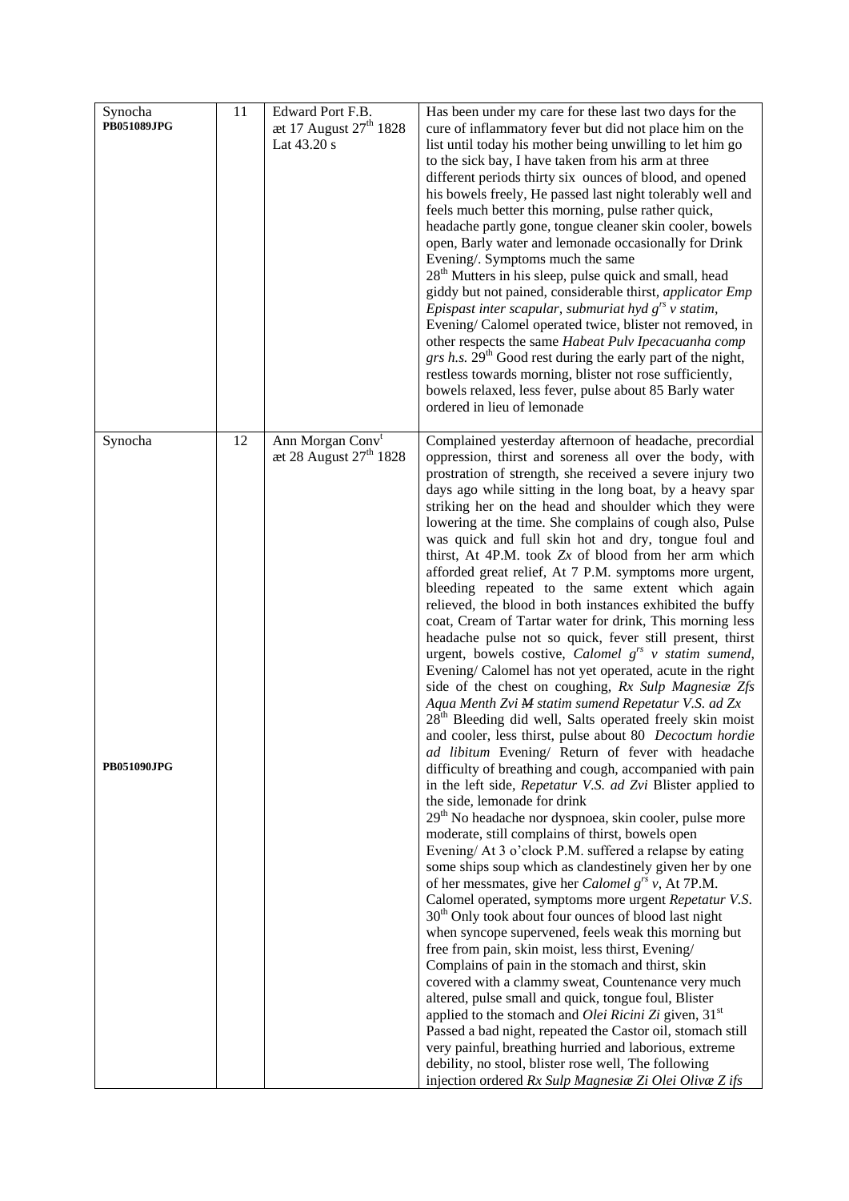| | | | |
|---|---|---|---|
| Synocha **PB051089JPG** | 11 | Edward Port F.B. æt 17 August 27th 1828 Lat 43.20 s | Has been under my care for these last two days for the cure of inflammatory fever but did not place him on the list until today his mother being unwilling to let him go to the sick bay, I have taken from his arm at three different periods thirty six ounces of blood, and opened his bowels freely, He passed last night tolerably well and feels much better this morning, pulse rather quick, headache partly gone, tongue cleaner skin cooler, bowels open, Barly water and lemonade occasionally for Drink Evening/. Symptoms much the same 28th Mutters in his sleep, pulse quick and small, head giddy but not pained, considerable thirst, *applicator Emp Epispast inter scapular, submuriat hyd grs v statim*, Evening/ Calomel operated twice, blister not removed, in other respects the same *Habeat Pulv Ipecacuanha comp grs h.s.* 29th Good rest during the early part of the night, restless towards morning, blister not rose sufficiently, bowels relaxed, less fever, pulse about 85 Barly water ordered in lieu of lemonade |
| Synocha **PB051090JPG** | 12 | Ann Morgan Convt æt 28 August 27th 1828 | Complained yesterday afternoon of headache, precordial oppression, thirst and soreness all over the body, with prostration of strength, she received a severe injury two days ago while sitting in the long boat, by a heavy spar striking her on the head and shoulder which they were lowering at the time. She complains of cough also, Pulse was quick and full skin hot and dry, tongue foul and thirst, At 4P.M. took *Zx* of blood from her arm which afforded great relief, At 7 P.M. symptoms more urgent, bleeding repeated to the same extent which again relieved, the blood in both instances exhibited the buffy coat, Cream of Tartar water for drink, This morning less headache pulse not so quick, fever still present, thirst urgent, bowels costive, *Calomel grs v statim sumend*, Evening/ Calomel has not yet operated, acute in the right side of the chest on coughing, *Rx Sulp Magnesiæ Zfs Aqua Menth Zvi ~~M~~ statim sumend Repetatur V.S. ad Zx* 28th Bleeding did well, Salts operated freely skin moist and cooler, less thirst, pulse about 80 *Decoctum hordie ad libitum* Evening/ Return of fever with headache difficulty of breathing and cough, accompanied with pain in the left side, *Repetatur V.S. ad Zvi* Blister applied to the side, lemonade for drink 29th No headache nor dyspnoea, skin cooler, pulse more moderate, still complains of thirst, bowels open Evening/ At 3 o'clock P.M. suffered a relapse by eating some ships soup which as clandestinely given her by one of her messmates, give her *Calomel grs v*, At 7P.M. Calomel operated, symptoms more urgent *Repetatur V.S.* 30th Only took about four ounces of blood last night when syncope supervened, feels weak this morning but free from pain, skin moist, less thirst, Evening/ Complains of pain in the stomach and thirst, skin covered with a clammy sweat, Countenance very much altered, pulse small and quick, tongue foul, Blister applied to the stomach and *Olei Ricini Zi* given, 31st Passed a bad night, repeated the Castor oil, stomach still very painful, breathing hurried and laborious, extreme debility, no stool, blister rose well, The following injection ordered *Rx Sulp Magnesiæ Zi Olei Olivæ Z ifs* |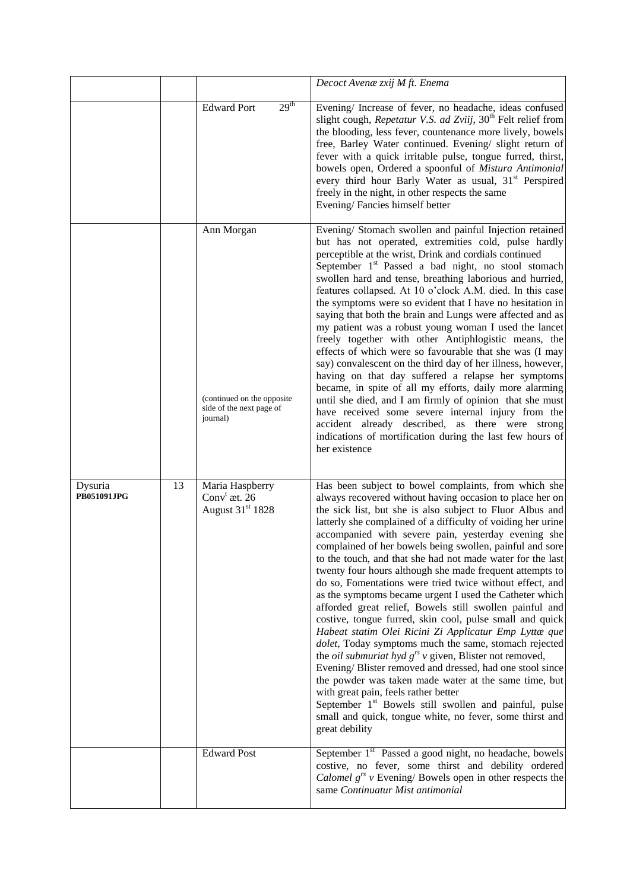| | | | |
|---|---|---|---|
| | | | *Decoct Avenæ* ℥xij ~~M~~ *ft. Enema* |
| | | Edward Port 29th | Evening/ Increase of fever, no headache, ideas confused slight cough, *Repetatur V.S. ad* ℥viij, 30th Felt relief from the blooding, less fever, countenance more lively, bowels free, Barley Water continued. Evening/ slight return of fever with a quick irritable pulse, tongue furred, thirst, bowels open, Ordered a spoonful of *Mistura Antimonial* every third hour Barly Water as usual, 31st Perspired freely in the night, in other respects the same<br>Evening/ Fancies himself better |
| | | Ann Morgan<br><br>(continued on the opposite side of the next page of journal) | Evening/ Stomach swollen and painful Injection retained but has not operated, extremities cold, pulse hardly perceptible at the wrist, Drink and cordials continued<br>September 1st Passed a bad night, no stool stomach swollen hard and tense, breathing laborious and hurried, features collapsed. At 10 o'clock A.M. died. In this case the symptoms were so evident that I have no hesitation in saying that both the brain and Lungs were affected and as my patient was a robust young woman I used the lancet freely together with other Antiphlogistic means, the effects of which were so favourable that she was (I may say) convalescent on the third day of her illness, however, having on that day suffered a relapse her symptoms became, in spite of all my efforts, daily more alarming until she died, and I am firmly of opinion that she must have received some severe internal injury from the accident already described, as there were strong indications of mortification during the last few hours of her existence |
| Dysuria<br>**PB051091JPG** | 13 | Maria Haspberry<br>Convt æt. 26<br>August 31st 1828 | Has been subject to bowel complaints, from which she always recovered without having occasion to place her on the sick list, but she is also subject to Fluor Albus and latterly she complained of a difficulty of voiding her urine accompanied with severe pain, yesterday evening she complained of her bowels being swollen, painful and sore to the touch, and that she had not made water for the last twenty four hours although she made frequent attempts to do so, Fomentations were tried twice without effect, and as the symptoms became urgent I used the Catheter which afforded great relief, Bowels still swollen painful and costive, tongue furred, skin cool, pulse small and quick *Habeat statim Olei Ricini* ℥i *Applicatur Emp Lyttæ que dolet*, Today symptoms much the same, stomach rejected the *oil submuriat hyd grs v* given, Blister not removed,<br>Evening/ Blister removed and dressed, had one stool since the powder was taken made water at the same time, but with great pain, feels rather better<br>September 1st Bowels still swollen and painful, pulse small and quick, tongue white, no fever, some thirst and great debility |
| | | Edward Post | September 1st Passed a good night, no headache, bowels costive, no fever, some thirst and debility ordered *Calomel grs v* Evening/ Bowels open in other respects the same *Continuatur Mist antimonial* |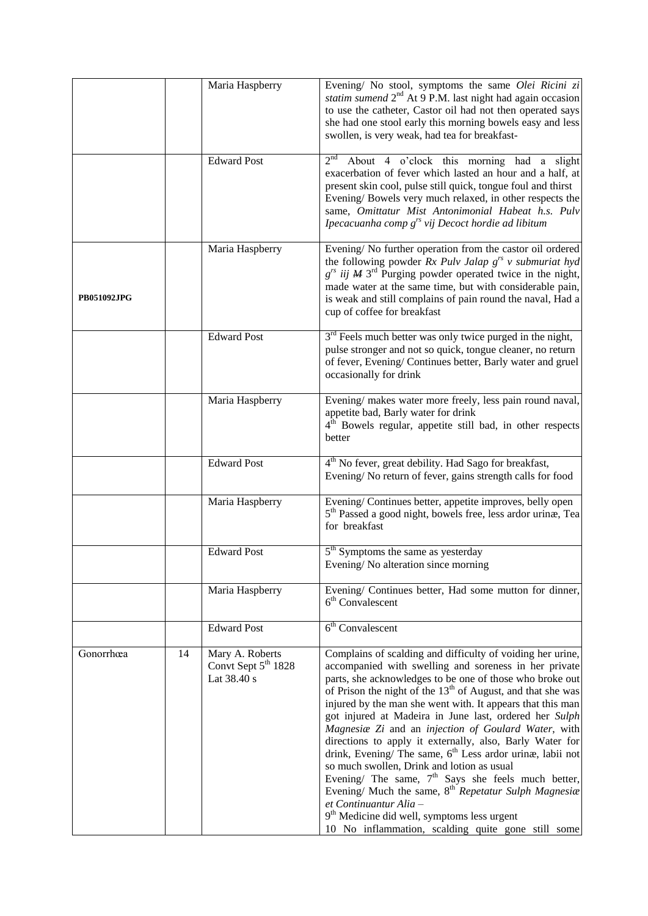|  |  |  |  |
|---|---|---|---|
|  |  | Maria Haspberry | Evening/ No stool, symptoms the same *Olei Ricini zi statim sumend* 2nd At 9 P.M. last night had again occasion to use the catheter, Castor oil had not then operated says she had one stool early this morning bowels easy and less swollen, is very weak, had tea for breakfast- |
|  |  | Edward Post | 2nd About 4 o'clock this morning had a slight exacerbation of fever which lasted an hour and a half, at present skin cool, pulse still quick, tongue foul and thirst Evening/ Bowels very much relaxed, in other respects the same, *Omittatur Mist Antonimonial Habeat h.s. Pulv Ipecacuanha comp grs vij Decoct hordie ad libitum* |
| **PB051092JPG** |  | Maria Haspberry | Evening/ No further operation from the castor oil ordered the following powder *Rx Pulv Jalap grs v submuriat hyd grs iij M* 3rd Purging powder operated twice in the night, made water at the same time, but with considerable pain, is weak and still complains of pain round the naval, Had a cup of coffee for breakfast |
|  |  | Edward Post | 3rd Feels much better was only twice purged in the night, pulse stronger and not so quick, tongue cleaner, no return of fever, Evening/ Continues better, Barly water and gruel occasionally for drink |
|  |  | Maria Haspberry | Evening/ makes water more freely, less pain round naval, appetite bad, Barly water for drink 4th Bowels regular, appetite still bad, in other respects better |
|  |  | Edward Post | 4th No fever, great debility. Had Sago for breakfast, Evening/ No return of fever, gains strength calls for food |
|  |  | Maria Haspberry | Evening/ Continues better, appetite improves, belly open 5th Passed a good night, bowels free, less ardor urinæ, Tea for breakfast |
|  |  | Edward Post | 5th Symptoms the same as yesterday Evening/ No alteration since morning |
|  |  | Maria Haspberry | Evening/ Continues better, Had some mutton for dinner, 6th Convalescent |
|  |  | Edward Post | 6th Convalescent |
| Gonorrhœa | 14 | Mary A. Roberts Convt Sept 5th 1828 Lat 38.40 s | Complains of scalding and difficulty of voiding her urine, accompanied with swelling and soreness in her private parts, she acknowledges to be one of those who broke out of Prison the night of the 13th of August, and that she was injured by the man she went with. It appears that this man got injured at Madeira in June last, ordered her *Sulph Magnesiæ Zi* and an *injection of Goulard Water*, with directions to apply it externally, also, Barly Water for drink, Evening/ The same, 6th Less ardor urinæ, labii not so much swollen, Drink and lotion as usual Evening/ The same, 7th Says she feels much better, Evening/ Much the same, 8th *Repetatur Sulph Magnesiæ et Continuantur Alia* – 9th Medicine did well, symptoms less urgent 10 No inflammation, scalding quite gone still some |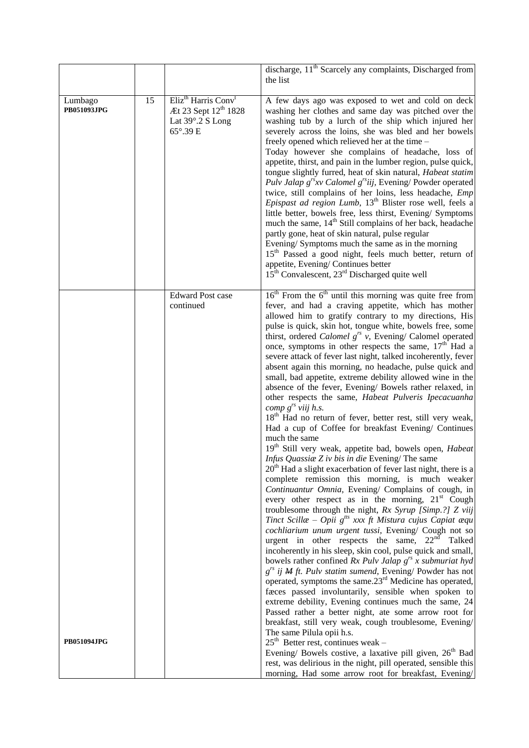|  |  |  | discharge, 11th Scarcely any complaints, Discharged from the list |
|---|---|---|---|
| Lumbago **PB051093JPG** | 15 | Elizth Harris Convt Æt 23 Sept 12th 1828 Lat 39°.2 S Long 65°.39 E | A few days ago was exposed to wet and cold on deck washing her clothes and same day was pitched over the washing tub by a lurch of the ship which injured her severely across the loins, she was bled and her bowels freely opened which relieved her at the time – Today however she complains of headache, loss of appetite, thirst, and pain in the lumber region, pulse quick, tongue slightly furred, heat of skin natural, *Habeat statim Pulv Jalap grs xv Calomel grs iij*, Evening/ Powder operated twice, still complains of her loins, less headache, *Emp Epispast ad region Lumb*, 13th Blister rose well, feels a little better, bowels free, less thirst, Evening/ Symptoms much the same, 14th Still complains of her back, headache partly gone, heat of skin natural, pulse regular Evening/ Symptoms much the same as in the morning 15th Passed a good night, feels much better, return of appetite, Evening/ Continues better 15th Convalescent, 23rd Discharged quite well |
| **PB051094JPG** |  | Edward Post case continued | 16th From the 6th until this morning was quite free from fever, and had a craving appetite, which has mother allowed him to gratify contrary to my directions, His pulse is quick, skin hot, tongue white, bowels free, some thirst, ordered *Calomel grs v*, Evening/ Calomel operated once, symptoms in other respects the same, 17th Had a severe attack of fever last night, talked incoherently, fever absent again this morning, no headache, pulse quick and small, bad appetite, extreme debility allowed wine in the absence of the fever, Evening/ Bowels rather relaxed, in other respects the same, *Habeat Pulveris Ipecacuanha comp grs viij h.s.* 18th Had no return of fever, better rest, still very weak, Had a cup of Coffee for breakfast Evening/ Continues much the same 19th Still very weak, appetite bad, bowels open, *Habeat Infus Quassiæ Ʒ iv bis in die* Evening/ The same 20th Had a slight exacerbation of fever last night, there is a complete remission this morning, is much weaker *Continuantur Omnia*, Evening/ Complains of cough, in every other respect as in the morning, 21st Cough troublesome through the night, *Rx Syrup [Simp.?] Ʒ viij Tinct Scillæ – Opii gtts xxx ft Mistura cujus Capiat æqu cochliarium unum urgent tussi*, Evening/ Cough not so urgent in other respects the same, 22nd Talked incoherently in his sleep, skin cool, pulse quick and small, bowels rather confined *Rx Pulv Jalap grs x submuriat hyd grs ij M ft. Pulv statim sumend*, Evening/ Powder has not operated, symptoms the same.23rd Medicine has operated, fæces passed involuntarily, sensible when spoken to extreme debility, Evening continues much the same, 24 Passed rather a better night, ate some arrow root for breakfast, still very weak, cough troublesome, Evening/ The same Pilula opii h.s. 25th Better rest, continues weak – Evening/ Bowels costive, a laxative pill given, 26th Bad rest, was delirious in the night, pill operated, sensible this morning, Had some arrow root for breakfast, Evening/ |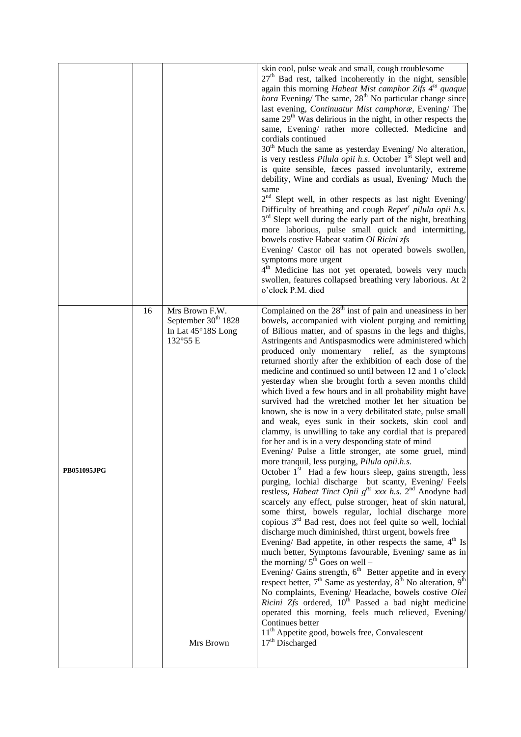| | | | |
|---|---|---|---|
| | | | skin cool, pulse weak and small, cough troublesome<br>27th Bad rest, talked incoherently in the night, sensible again this morning *Habeat Mist camphor Zifs 4ta quaque hora* Evening/ The same, 28th No particular change since last evening, *Continuatur Mist camphoræ*, Evening/ The same 29th Was delirious in the night, in other respects the same, Evening/ rather more collected. Medicine and cordials continued<br>30th Much the same as yesterday Evening/ No alteration, is very restless *Pilula opii h.s.* October 1st Slept well and is quite sensible, fæces passed involuntarily, extreme debility, Wine and cordials as usual, Evening/ Much the same<br>2nd Slept well, in other respects as last night Evening/ Difficulty of breathing and cough *Repetr pilula opii h.s.*<br>3rd Slept well during the early part of the night, breathing more laborious, pulse small quick and intermitting, bowels costive Habeat statim *Ol Ricini zfs*<br>Evening/ Castor oil has not operated bowels swollen, symptoms more urgent<br>4th Medicine has not yet operated, bowels very much swollen, features collapsed breathing very laborious. At 2 o'clock P.M. died |
| **PB051095JPG** | 16 | Mrs Brown F.W.<br>September 30th 1828<br>In Lat 45°18S Long 132°55 E<br><br>Mrs Brown | Complained on the 28th inst of pain and uneasiness in her bowels, accompanied with violent purging and remitting of Bilious matter, and of spasms in the legs and thighs, Astringents and Antispasmodics were administered which produced only momentary relief, as the symptoms returned shortly after the exhibition of each dose of the medicine and continued so until between 12 and 1 o'clock yesterday when she brought forth a seven months child which lived a few hours and in all probability might have survived had the wretched mother let her situation be known, she is now in a very debilitated state, pulse small and weak, eyes sunk in their sockets, skin cool and clammy, is unwilling to take any cordial that is prepared for her and is in a very desponding state of mind<br>Evening/ Pulse a little stronger, ate some gruel, mind more tranquil, less purging, *Pilula opii.h.s.*<br>October 1st Had a few hours sleep, gains strength, less purging, lochial discharge but scanty, Evening/ Feels restless, *Habeat Tinct Opii gtts xxx h.s.* 2nd Anodyne had scarcely any effect, pulse stronger, heat of skin natural, some thirst, bowels regular, lochial discharge more copious 3rd Bad rest, does not feel quite so well, lochial discharge much diminished, thirst urgent, bowels free<br>Evening/ Bad appetite, in other respects the same, 4th Is much better, Symptoms favourable, Evening/ same as in the morning/ 5th Goes on well –<br>Evening/ Gains strength, 6th Better appetite and in every respect better, 7th Same as yesterday, 8th No alteration, 9th No complaints, Evening/ Headache, bowels costive *Olei Ricini Zfs* ordered, 10th Passed a bad night medicine operated this morning, feels much relieved, Evening/ Continues better<br>11th Appetite good, bowels free, Convalescent<br>17th Discharged |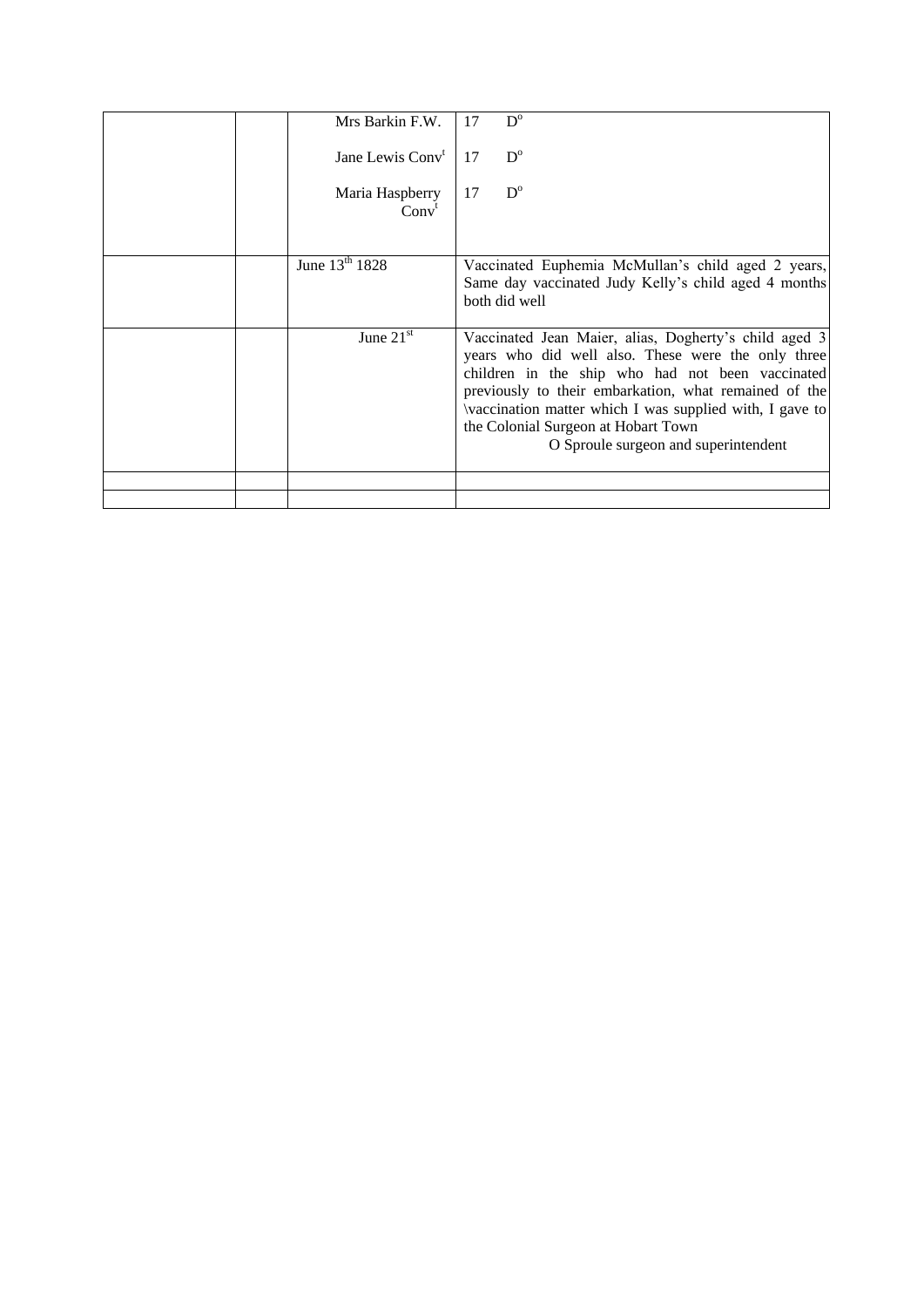| | | | |
|---|---|---|---|
| | | Mrs Barkin F.W.<br><br>Jane Lewis Conv[t]<br><br>Maria Haspberry Conv[t] | 17 D[o]<br><br>17 D[o]<br><br>17 D[o] |
| | | June 13[th] 1828 | Vaccinated Euphemia McMullan's child aged 2 years, Same day vaccinated Judy Kelly's child aged 4 months both did well |
| | | June 21[st] | Vaccinated Jean Maier, alias, Dogherty's child aged 3 years who did well also. These were the only three children in the ship who had not been vaccinated previously to their embarkation, what remained of the \vaccination matter which I was supplied with, I gave to the Colonial Surgeon at Hobart Town<br>O Sproule surgeon and superintendent |
| | | | |
| | | | |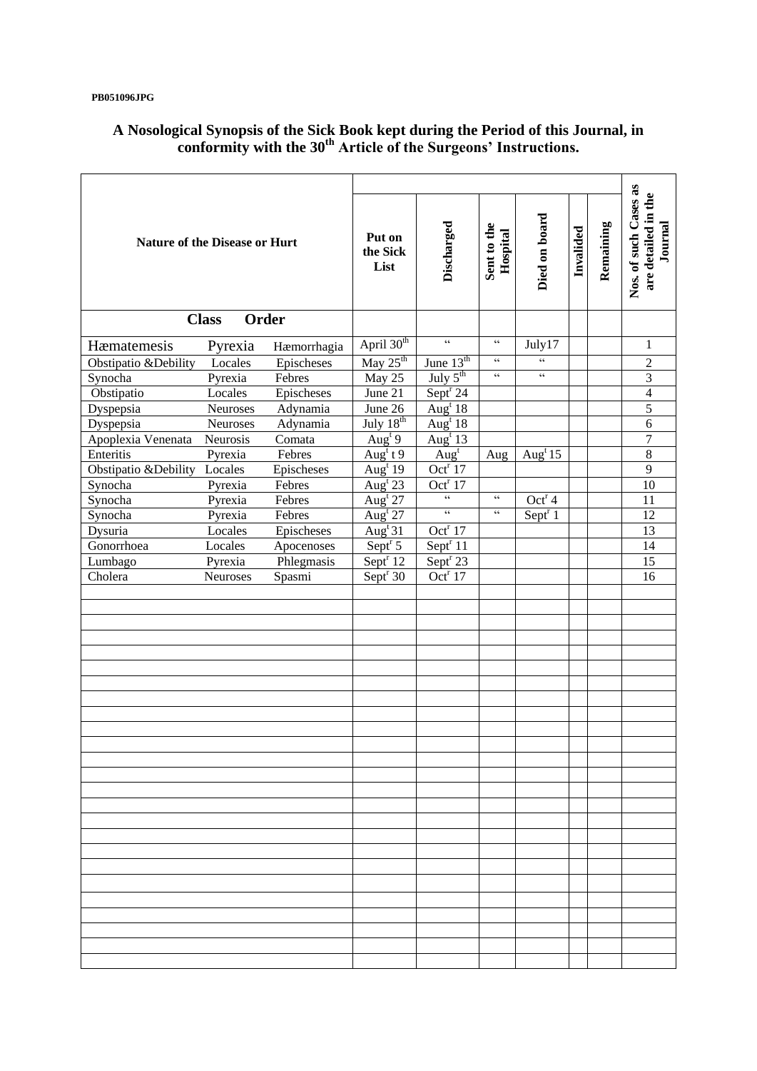PB051096JPG

## A Nosological Synopsis of the Sick Book kept during the Period of this Journal, in conformity with the 30th Article of the Surgeons' Instructions.

| Nature of the Disease or Hurt | | | Put on the Sick List | Discharged | Sent to the Hospital | Died on board | Invalided | Remaining | Nos. of such Cases as are detailed in the Journal |
|---|---|---|---|---|---|---|---|---|---|
| | Class | Order | | | | | | | |
| Hæmatemesis | Pyrexia | Hæmorrhagia | April 30th | " | " | July17 | | | 1 |
| Obstipatio &Debility | Locales | Epischeses | May 25th | June 13th | " | " | | | 2 |
| Synocha | Pyrexia | Febres | May 25 | July 5th | " | " | | | 3 |
| Obstipatio | Locales | Epischeses | June 21 | Sept^r 24 | | | | | 4 |
| Dyspepsia | Neuroses | Adynamia | June 26 | Aug^t 18 | | | | | 5 |
| Dyspepsia | Neuroses | Adynamia | July 18th | Aug^t 18 | | | | | 6 |
| Apoplexia Venenata | Neurosis | Comata | Aug^t 9 | Aug^t 13 | | | | | 7 |
| Enteritis | Pyrexia | Febres | Aug^t t 9 | Aug^t | Aug | Aug^t 15 | | | 8 |
| Obstipatio &Debility | Locales | Epischeses | Aug^t 19 | Oct^r 17 | | | | | 9 |
| Synocha | Pyrexia | Febres | Aug^t 23 | Oct^r 17 | | | | | 10 |
| Synocha | Pyrexia | Febres | Aug^t 27 | " | " | Oct^r 4 | | | 11 |
| Synocha | Pyrexia | Febres | Aug^t 27 | " | " | Sept^r 1 | | | 12 |
| Dysuria | Locales | Epischeses | Aug^t 31 | Oct^r 17 | | | | | 13 |
| Gonorrhoea | Locales | Apocenoses | Sept^r 5 | Sept^r 11 | | | | | 14 |
| Lumbago | Pyrexia | Phlegmasis | Sept^r 12 | Sept^r 23 | | | | | 15 |
| Cholera | Neuroses | Spasmi | Sept^r 30 | Oct^r 17 | | | | | 16 |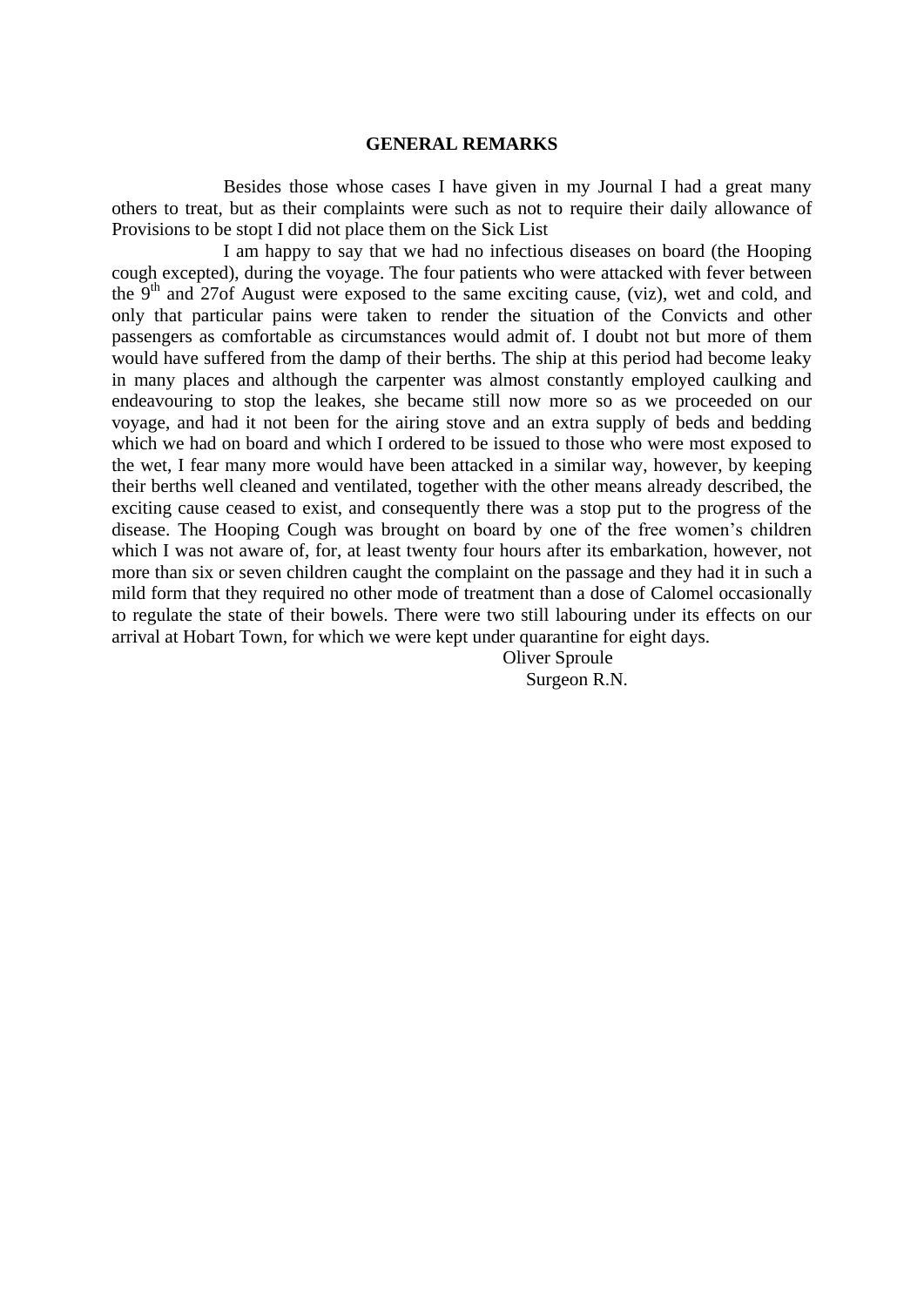## GENERAL REMARKS

Besides those whose cases I have given in my Journal I had a great many others to treat, but as their complaints were such as not to require their daily allowance of Provisions to be stopt I did not place them on the Sick List

I am happy to say that we had no infectious diseases on board (the Hooping cough excepted), during the voyage. The four patients who were attacked with fever between the 9th and 27of August were exposed to the same exciting cause, (viz), wet and cold, and only that particular pains were taken to render the situation of the Convicts and other passengers as comfortable as circumstances would admit of. I doubt not but more of them would have suffered from the damp of their berths. The ship at this period had become leaky in many places and although the carpenter was almost constantly employed caulking and endeavouring to stop the leakes, she became still now more so as we proceeded on our voyage, and had it not been for the airing stove and an extra supply of beds and bedding which we had on board and which I ordered to be issued to those who were most exposed to the wet, I fear many more would have been attacked in a similar way, however, by keeping their berths well cleaned and ventilated, together with the other means already described, the exciting cause ceased to exist, and consequently there was a stop put to the progress of the disease. The Hooping Cough was brought on board by one of the free women's children which I was not aware of, for, at least twenty four hours after its embarkation, however, not more than six or seven children caught the complaint on the passage and they had it in such a mild form that they required no other mode of treatment than a dose of Calomel occasionally to regulate the state of their bowels. There were two still labouring under its effects on our arrival at Hobart Town, for which we were kept under quarantine for eight days.

Oliver Sproule
Surgeon R.N.